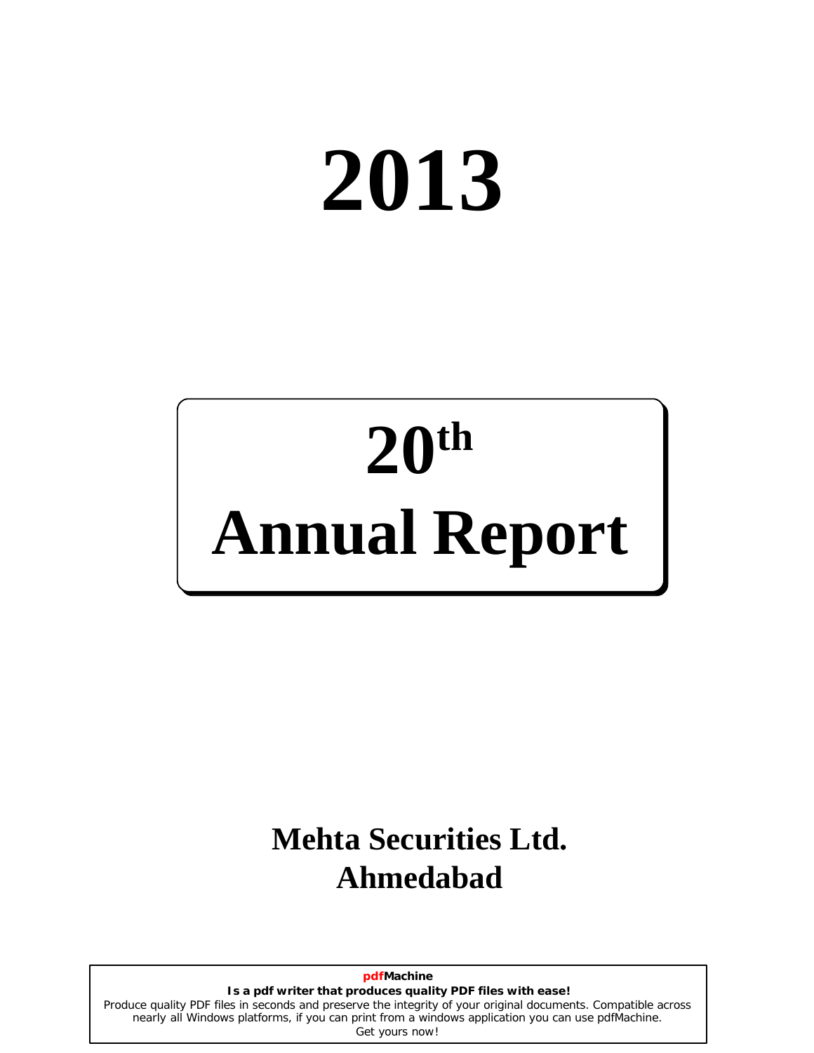# 2013

# 20th Annual Report

## Mehta Securities Ltd.
## Ahmedabad

**pdfMachine**
**Is a pdf writer that produces quality PDF files with ease!**
Produce quality PDF files in seconds and preserve the integrity of your original documents. Compatible across nearly all Windows platforms, if you can print from a windows application you can use pdfMachine.
Get yours now!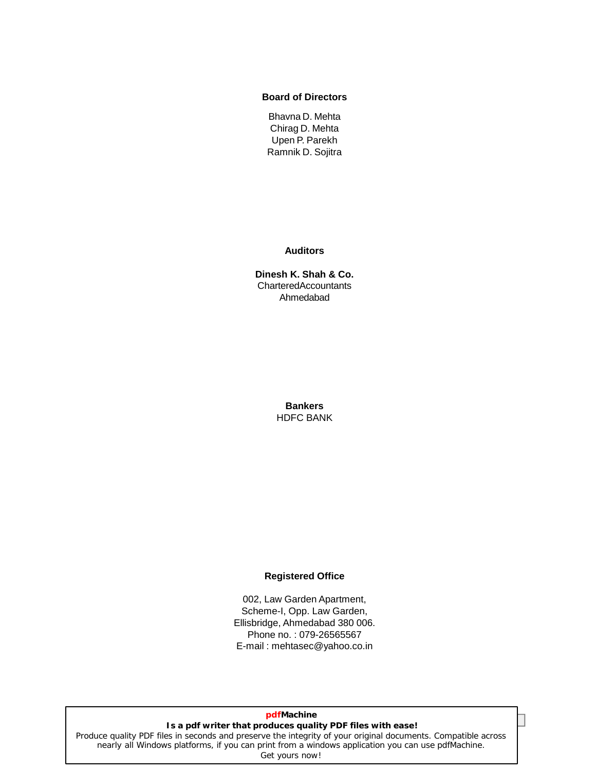**Board of Directors**

Bhavna D. Mehta
Chirag D. Mehta
Upen P. Parekh
Ramnik D. Sojitra

**Auditors**

**Dinesh K. Shah & Co.**
CharteredAccountants
Ahmedabad

**Bankers**
HDFC BANK

**Registered Office**

002, Law Garden Apartment,
Scheme-I, Opp. Law Garden,
Ellisbridge, Ahmedabad 380 006.
Phone no. : 079-26565567
E-mail : mehtasec@yahoo.co.in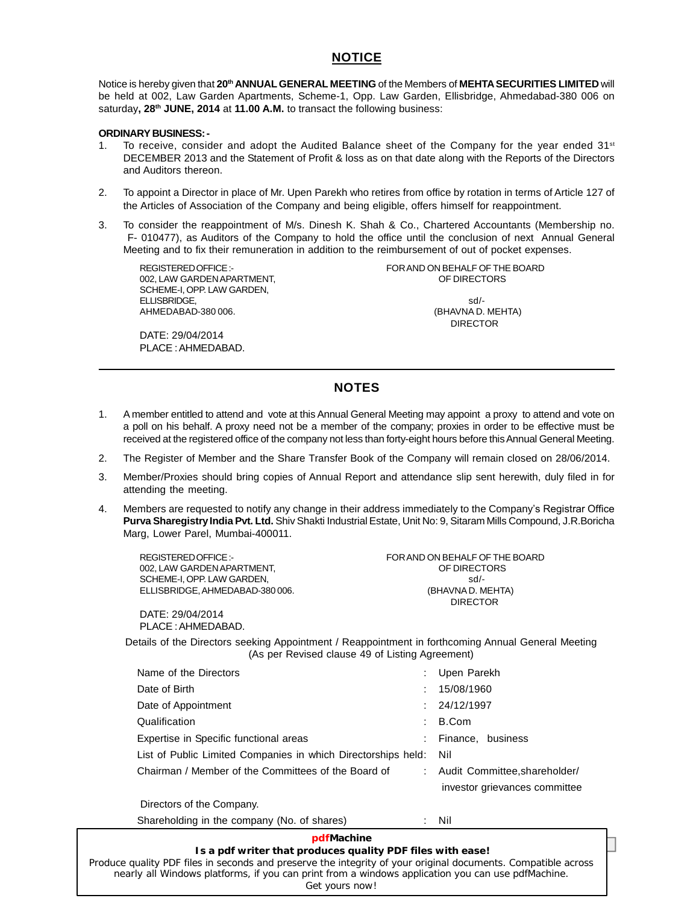## NOTICE

Notice is hereby given that **20th ANNUAL GENERAL MEETING** of the Members of **MEHTA SECURITIES LIMITED** will be held at 002, Law Garden Apartments, Scheme-1, Opp. Law Garden, Ellisbridge, Ahmedabad-380 006 on saturday**, 28th JUNE, 2014** at **11.00 A.M.** to transact the following business:

**ORDINARY BUSINESS: -**

1. To receive, consider and adopt the Audited Balance sheet of the Company for the year ended 31st DECEMBER 2013 and the Statement of Profit & loss as on that date along with the Reports of the Directors and Auditors thereon.
2. To appoint a Director in place of Mr. Upen Parekh who retires from office by rotation in terms of Article 127 of the Articles of Association of the Company and being eligible, offers himself for reappointment.
3. To consider the reappointment of M/s. Dinesh K. Shah & Co., Chartered Accountants (Membership no. F- 010477), as Auditors of the Company to hold the office until the conclusion of next Annual General Meeting and to fix their remuneration in addition to the reimbursement of out of pocket expenses.

REGISTERED OFFICE :-
002, LAW GARDEN APARTMENT,
SCHEME-I, OPP. LAW GARDEN,
ELLISBRIDGE,
AHMEDABAD-380 006.

DATE: 29/04/2014
PLACE : AHMEDABAD.

FOR AND ON BEHALF OF THE BOARD
OF DIRECTORS

sd/-
(BHAVNA D. MEHTA)
DIRECTOR

---

## NOTES

1. A member entitled to attend and vote at this Annual General Meeting may appoint a proxy to attend and vote on a poll on his behalf. A proxy need not be a member of the company; proxies in order to be effective must be received at the registered office of the company not less than forty-eight hours before this Annual General Meeting.
2. The Register of Member and the Share Transfer Book of the Company will remain closed on 28/06/2014.
3. Member/Proxies should bring copies of Annual Report and attendance slip sent herewith, duly filed in for attending the meeting.
4. Members are requested to notify any change in their address immediately to the Company's Registrar Office **Purva Sharegistry India Pvt. Ltd.** Shiv Shakti Industrial Estate, Unit No: 9, Sitaram Mills Compound, J.R.Boricha Marg, Lower Parel, Mumbai-400011.

REGISTERED OFFICE :-
002, LAW GARDEN APARTMENT,
SCHEME-I, OPP. LAW GARDEN,
ELLISBRIDGE, AHMEDABAD-380 006.

DATE: 29/04/2014
PLACE : AHMEDABAD.

FOR AND ON BEHALF OF THE BOARD
OF DIRECTORS
sd/-
(BHAVNA D. MEHTA)
DIRECTOR

Details of the Directors seeking Appointment / Reappointment in forthcoming Annual General Meeting
(As per Revised clause 49 of Listing Agreement)

| | | |
|---|---|---|
| Name of the Directors | : | Upen Parekh |
| Date of Birth | : | 15/08/1960 |
| Date of Appointment | : | 24/12/1997 |
| Qualification | : | B.Com |
| Expertise in Specific functional areas | : | Finance, business |
| List of Public Limited Companies in which Directorships held | : | Nil |
| Chairman / Member of the Committees of the Board of Directors of the Company. | : | Audit Committee, shareholder/ investor grievances committee |
| Shareholding in the company (No. of shares) | : | Nil |

**pdfMachine**
**Is a pdf writer that produces quality PDF files with ease!**
Produce quality PDF files in seconds and preserve the integrity of your original documents. Compatible across nearly all Windows platforms, if you can print from a windows application you can use pdfMachine.
Get yours now!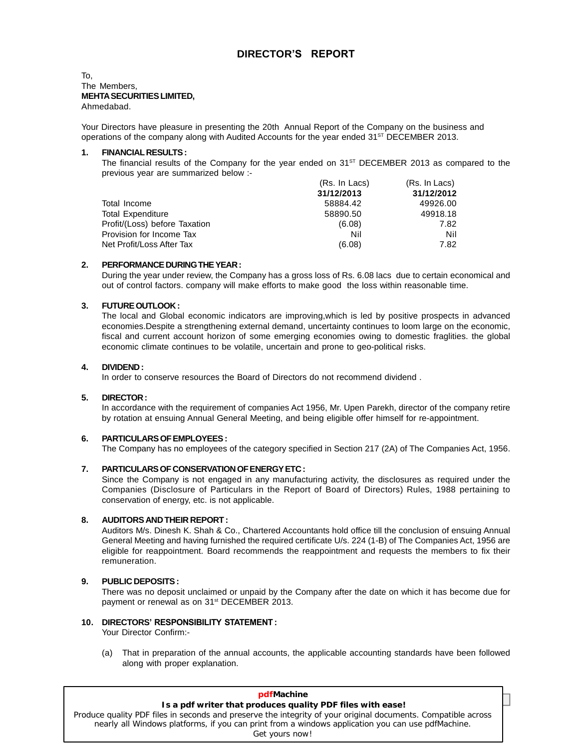# DIRECTOR'S REPORT

To,
The Members,
**MEHTA SECURITIES LIMITED,**
Ahmedabad.

Your Directors have pleasure in presenting the 20th Annual Report of the Company on the business and operations of the company along with Audited Accounts for the year ended 31ST DECEMBER 2013.

**1. FINANCIAL RESULTS :**

The financial results of the Company for the year ended on 31ST DECEMBER 2013 as compared to the previous year are summarized below :-

| | (Rs. In Lacs) **31/12/2013** | (Rs. In Lacs) **31/12/2012** |
|---|---|---|
| Total Income | 58884.42 | 49926.00 |
| Total Expenditure | 58890.50 | 49918.18 |
| Profit/(Loss) before Taxation | (6.08) | 7.82 |
| Provision for Income Tax | Nil | Nil |
| Net Profit/Loss After Tax | (6.08) | 7.82 |

**2. PERFORMANCE DURING THE YEAR :**

During the year under review, the Company has a gross loss of Rs. 6.08 lacs due to certain economical and out of control factors. company will make efforts to make good the loss within reasonable time.

**3. FUTURE OUTLOOK :**

The local and Global economic indicators are improving,which is led by positive prospects in advanced economies.Despite a strengthening external demand, uncertainty continues to loom large on the economic, fiscal and current account horizon of some emerging economies owing to domestic fraglities. the global economic climate continues to be volatile, uncertain and prone to geo-political risks.

**4. DIVIDEND :**

In order to conserve resources the Board of Directors do not recommend dividend .

**5. DIRECTOR :**

In accordance with the requirement of companies Act 1956, Mr. Upen Parekh, director of the company retire by rotation at ensuing Annual General Meeting, and being eligible offer himself for re-appointment.

**6. PARTICULARS OF EMPLOYEES :**

The Company has no employees of the category specified in Section 217 (2A) of The Companies Act, 1956.

**7. PARTICULARS OF CONSERVATION OF ENERGY ETC :**

Since the Company is not engaged in any manufacturing activity, the disclosures as required under the Companies (Disclosure of Particulars in the Report of Board of Directors) Rules, 1988 pertaining to conservation of energy, etc. is not applicable.

**8. AUDITORS AND THEIR REPORT :**

Auditors M/s. Dinesh K. Shah & Co., Chartered Accountants hold office till the conclusion of ensuing Annual General Meeting and having furnished the required certificate U/s. 224 (1-B) of The Companies Act, 1956 are eligible for reappointment. Board recommends the reappointment and requests the members to fix their remuneration.

**9. PUBLIC DEPOSITS :**

There was no deposit unclaimed or unpaid by the Company after the date on which it has become due for payment or renewal as on 31st DECEMBER 2013.

**10. DIRECTORS' RESPONSIBILITY STATEMENT :**

Your Director Confirm:-

(a) That in preparation of the annual accounts, the applicable accounting standards have been followed along with proper explanation.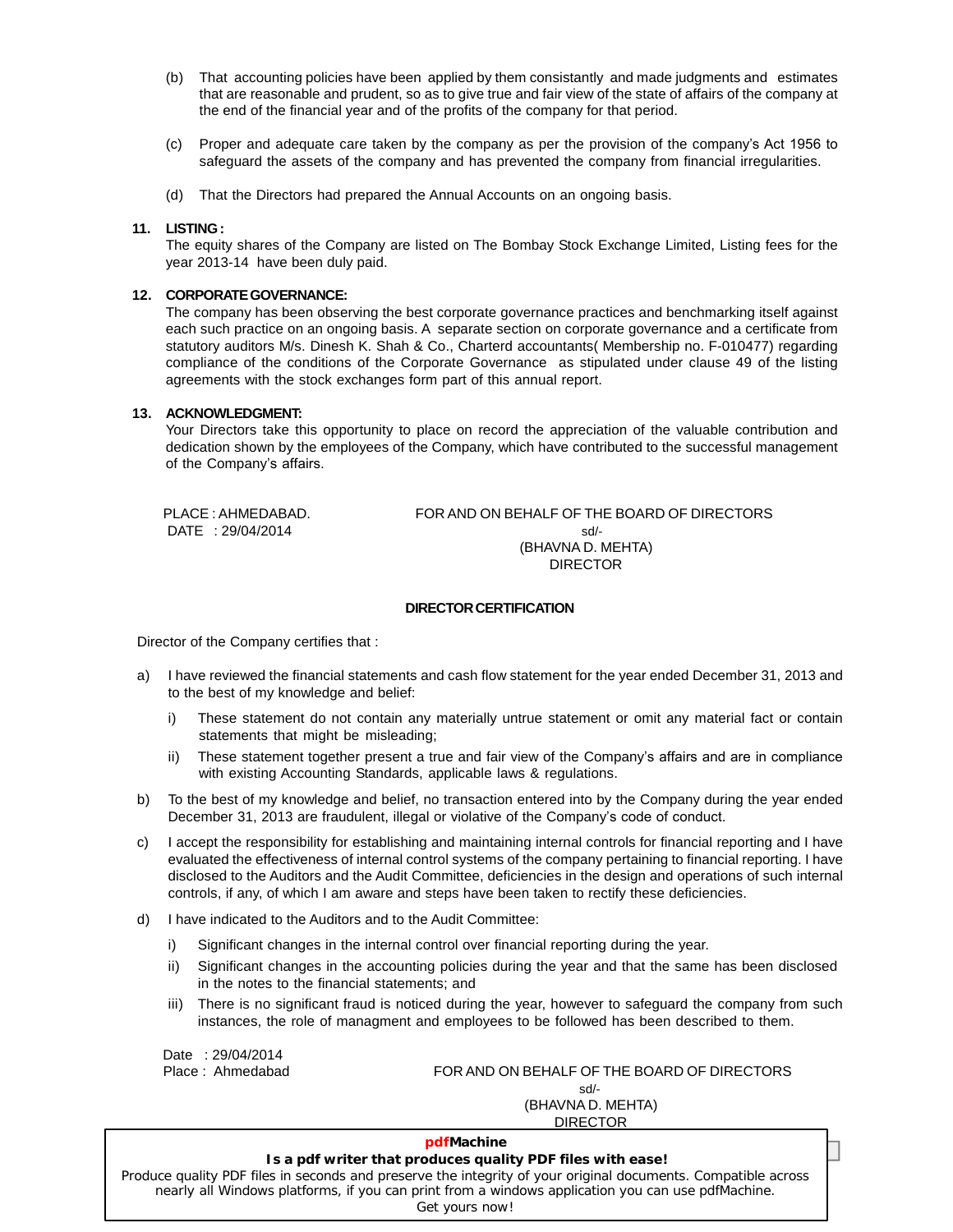(b) That accounting policies have been applied by them consistantly and made judgments and estimates that are reasonable and prudent, so as to give true and fair view of the state of affairs of the company at the end of the financial year and of the profits of the company for that period.

(c) Proper and adequate care taken by the company as per the provision of the company's Act 1956 to safeguard the assets of the company and has prevented the company from financial irregularities.

(d) That the Directors had prepared the Annual Accounts on an ongoing basis.

**11. LISTING :**

The equity shares of the Company are listed on The Bombay Stock Exchange Limited, Listing fees for the year 2013-14 have been duly paid.

**12. CORPORATE GOVERNANCE:**

The company has been observing the best corporate governance practices and benchmarking itself against each such practice on an ongoing basis. A separate section on corporate governance and a certificate from statutory auditors M/s. Dinesh K. Shah & Co., Charterd accountants( Membership no. F-010477) regarding compliance of the conditions of the Corporate Governance as stipulated under clause 49 of the listing agreements with the stock exchanges form part of this annual report.

**13. ACKNOWLEDGMENT:**

Your Directors take this opportunity to place on record the appreciation of the valuable contribution and dedication shown by the employees of the Company, which have contributed to the successful management of the Company's affairs.

PLACE : AHMEDABAD.
DATE : 29/04/2014

FOR AND ON BEHALF OF THE BOARD OF DIRECTORS
sd/-
(BHAVNA D. MEHTA)
DIRECTOR

**DIRECTOR CERTIFICATION**

Director of the Company certifies that :

a) I have reviewed the financial statements and cash flow statement for the year ended December 31, 2013 and to the best of my knowledge and belief:

   i) These statement do not contain any materially untrue statement or omit any material fact or contain statements that might be misleading;

   ii) These statement together present a true and fair view of the Company's affairs and are in compliance with existing Accounting Standards, applicable laws & regulations.

b) To the best of my knowledge and belief, no transaction entered into by the Company during the year ended December 31, 2013 are fraudulent, illegal or violative of the Company's code of conduct.

c) I accept the responsibility for establishing and maintaining internal controls for financial reporting and I have evaluated the effectiveness of internal control systems of the company pertaining to financial reporting. I have disclosed to the Auditors and the Audit Committee, deficiencies in the design and operations of such internal controls, if any, of which I am aware and steps have been taken to rectify these deficiencies.

d) I have indicated to the Auditors and to the Audit Committee:

   i) Significant changes in the internal control over financial reporting during the year.

   ii) Significant changes in the accounting policies during the year and that the same has been disclosed in the notes to the financial statements; and

   iii) There is no significant fraud is noticed during the year, however to safeguard the company from such instances, the role of managment and employees to be followed has been described to them.

Date : 29/04/2014
Place : Ahmedabad

FOR AND ON BEHALF OF THE BOARD OF DIRECTORS
sd/-
(BHAVNA D. MEHTA)
DIRECTOR

**pdfMachine**
**Is a pdf writer that produces quality PDF files with ease!**
Produce quality PDF files in seconds and preserve the integrity of your original documents. Compatible across nearly all Windows platforms, if you can print from a windows application you can use pdfMachine.
Get yours now!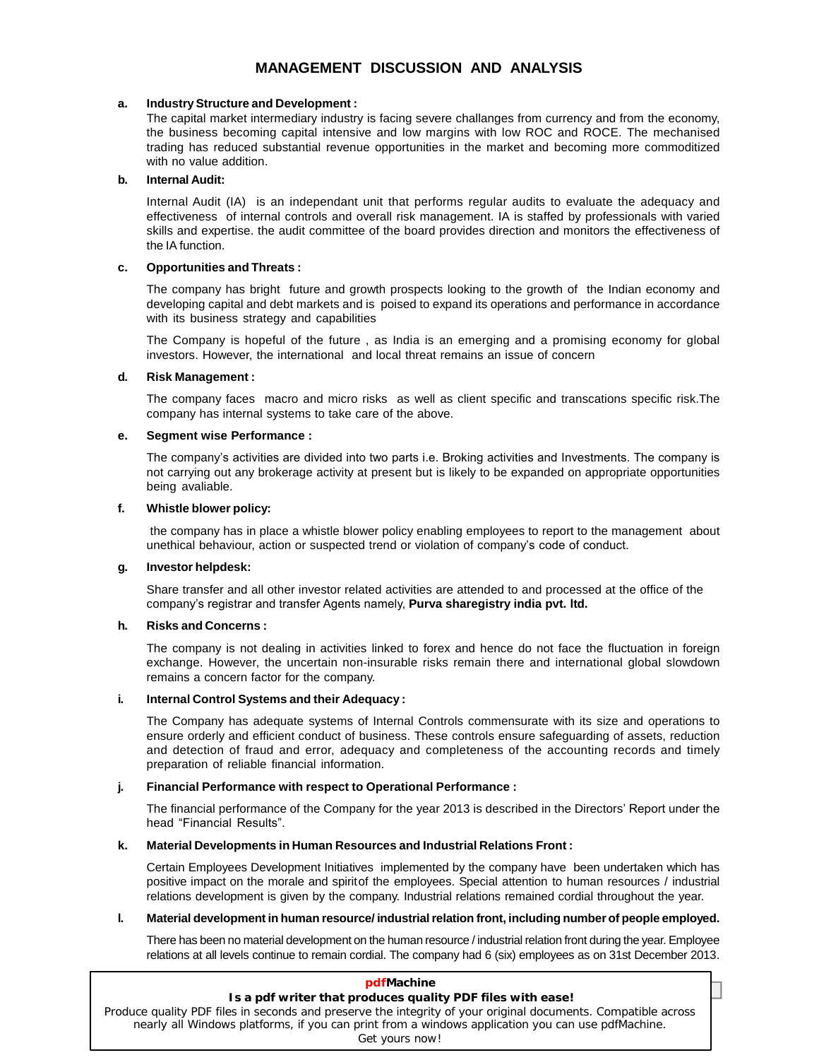# MANAGEMENT DISCUSSION AND ANALYSIS

**a. Industry Structure and Development :**

The capital market intermediary industry is facing severe challanges from currency and from the economy, the business becoming capital intensive and low margins with low ROC and ROCE. The mechanised trading has reduced substantial revenue opportunities in the market and becoming more commoditized with no value addition.

**b. Internal Audit:**

Internal Audit (IA) is an independant unit that performs regular audits to evaluate the adequacy and effectiveness of internal controls and overall risk management. IA is staffed by professionals with varied skills and expertise. the audit committee of the board provides direction and monitors the effectiveness of the IA function.

**c. Opportunities and Threats :**

The company has bright future and growth prospects looking to the growth of the Indian economy and developing capital and debt markets and is poised to expand its operations and performance in accordance with its business strategy and capabilities

The Company is hopeful of the future , as India is an emerging and a promising economy for global investors. However, the international and local threat remains an issue of concern

**d. Risk Management :**

The company faces macro and micro risks as well as client specific and transcations specific risk.The company has internal systems to take care of the above.

**e. Segment wise Performance :**

The company's activities are divided into two parts i.e. Broking activities and Investments. The company is not carrying out any brokerage activity at present but is likely to be expanded on appropriate opportunities being avaliable.

**f. Whistle blower policy:**

the company has in place a whistle blower policy enabling employees to report to the management about unethical behaviour, action or suspected trend or violation of company's code of conduct.

**g. Investor helpdesk:**

Share transfer and all other investor related activities are attended to and processed at the office of the company's registrar and transfer Agents namely, **Purva sharegistry india pvt. ltd.**

**h. Risks and Concerns :**

The company is not dealing in activities linked to forex and hence do not face the fluctuation in foreign exchange. However, the uncertain non-insurable risks remain there and international global slowdown remains a concern factor for the company.

**i. Internal Control Systems and their Adequacy :**

The Company has adequate systems of Internal Controls commensurate with its size and operations to ensure orderly and efficient conduct of business. These controls ensure safeguarding of assets, reduction and detection of fraud and error, adequacy and completeness of the accounting records and timely preparation of reliable financial information.

**j. Financial Performance with respect to Operational Performance :**

The financial performance of the Company for the year 2013 is described in the Directors' Report under the head "Financial Results".

**k. Material Developments in Human Resources and Industrial Relations Front :**

Certain Employees Development Initiatives implemented by the company have been undertaken which has positive impact on the morale and spiritof the employees. Special attention to human resources / industrial relations development is given by the company. Industrial relations remained cordial throughout the year.

**l. Material development in human resource/ industrial relation front, including number of people employed.**

There has been no material development on the human resource / industrial relation front during the year. Employee relations at all levels continue to remain cordial. The company had 6 (six) employees as on 31st December 2013.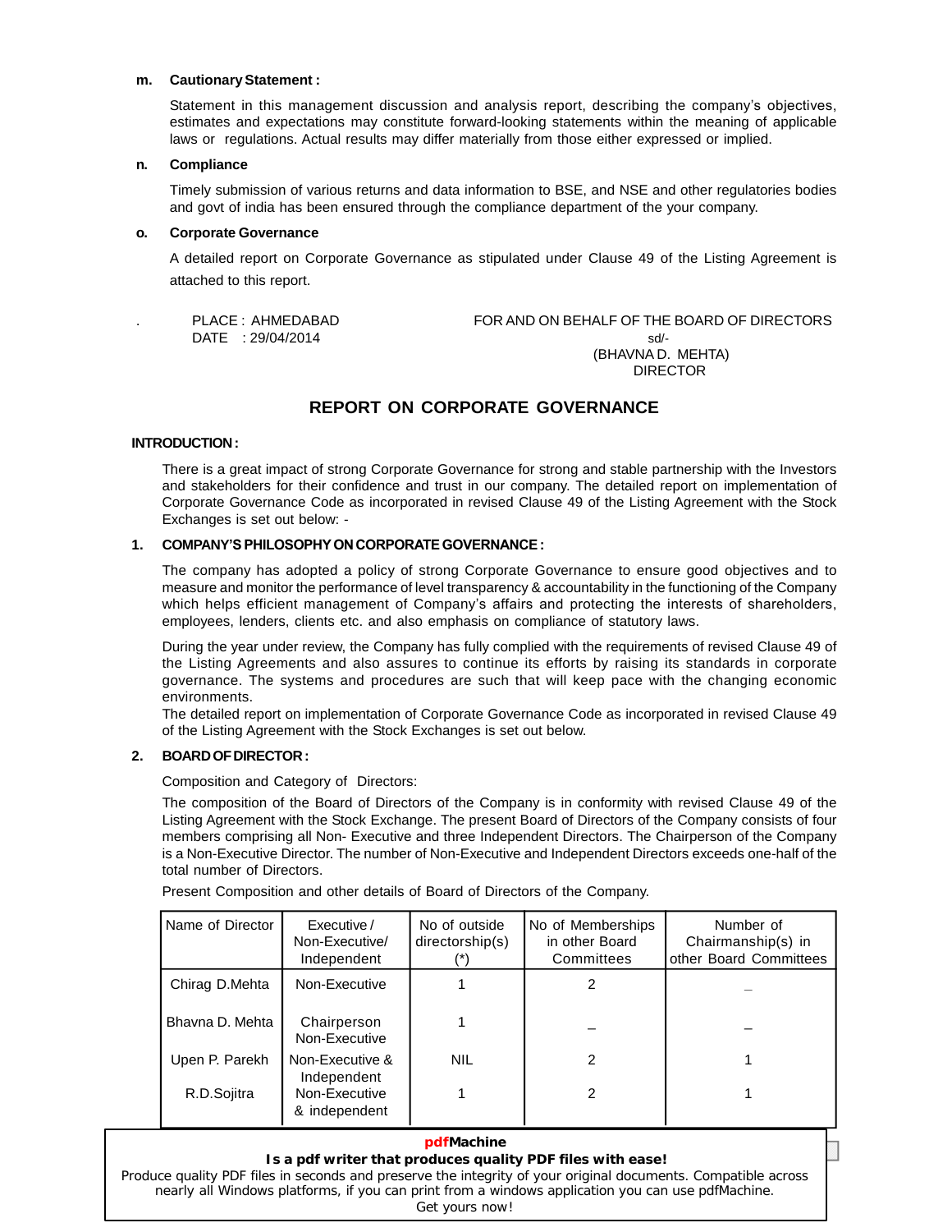**m. Cautionary Statement :**

Statement in this management discussion and analysis report, describing the company's objectives, estimates and expectations may constitute forward-looking statements within the meaning of applicable laws or regulations. Actual results may differ materially from those either expressed or implied.

**n. Compliance**

Timely submission of various returns and data information to BSE, and NSE and other regulatories bodies and govt of india has been ensured through the compliance department of the your company.

**o. Corporate Governance**

A detailed report on Corporate Governance as stipulated under Clause 49 of the Listing Agreement is attached to this report.

PLACE : AHMEDABAD
DATE : 29/04/2014

FOR AND ON BEHALF OF THE BOARD OF DIRECTORS
sd/-
(BHAVNA D. MEHTA)
DIRECTOR

## REPORT ON CORPORATE GOVERNANCE

**INTRODUCTION :**

There is a great impact of strong Corporate Governance for strong and stable partnership with the Investors and stakeholders for their confidence and trust in our company. The detailed report on implementation of Corporate Governance Code as incorporated in revised Clause 49 of the Listing Agreement with the Stock Exchanges is set out below: -

**1. COMPANY'S PHILOSOPHY ON CORPORATE GOVERNANCE :**

The company has adopted a policy of strong Corporate Governance to ensure good objectives and to measure and monitor the performance of level transparency & accountability in the functioning of the Company which helps efficient management of Company's affairs and protecting the interests of shareholders, employees, lenders, clients etc. and also emphasis on compliance of statutory laws.

During the year under review, the Company has fully complied with the requirements of revised Clause 49 of the Listing Agreements and also assures to continue its efforts by raising its standards in corporate governance. The systems and procedures are such that will keep pace with the changing economic environments.

The detailed report on implementation of Corporate Governance Code as incorporated in revised Clause 49 of the Listing Agreement with the Stock Exchanges is set out below.

**2. BOARD OF DIRECTOR :**

Composition and Category of Directors:

The composition of the Board of Directors of the Company is in conformity with revised Clause 49 of the Listing Agreement with the Stock Exchange. The present Board of Directors of the Company consists of four members comprising all Non- Executive and three Independent Directors. The Chairperson of the Company is a Non-Executive Director. The number of Non-Executive and Independent Directors exceeds one-half of the total number of Directors.

Present Composition and other details of Board of Directors of the Company.

| Name of Director | Executive / Non-Executive/ Independent | No of outside directorship(s) (*) | No of Memberships in other Board Committees | Number of Chairmanship(s) in other Board Committees |
|---|---|---|---|---|
| Chirag D.Mehta | Non-Executive | 1 | 2 | _ |
| Bhavna D. Mehta | Chairperson Non-Executive | 1 | _ | _ |
| Upen P. Parekh | Non-Executive & Independent | NIL | 2 | 1 |
| R.D.Sojitra | Non-Executive & independent | 1 | 2 | 1 |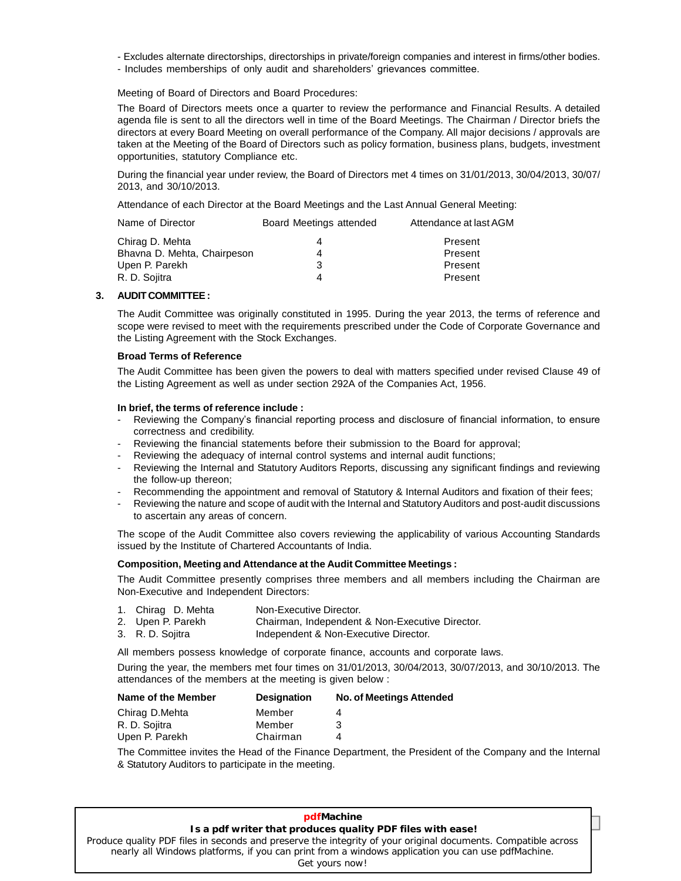- Excludes alternate directorships, directorships in private/foreign companies and interest in firms/other bodies.
- Includes memberships of only audit and shareholders' grievances committee.

Meeting of Board of Directors and Board Procedures:

The Board of Directors meets once a quarter to review the performance and Financial Results. A detailed agenda file is sent to all the directors well in time of the Board Meetings. The Chairman / Director briefs the directors at every Board Meeting on overall performance of the Company. All major decisions / approvals are taken at the Meeting of the Board of Directors such as policy formation, business plans, budgets, investment opportunities, statutory Compliance etc.

During the financial year under review, the Board of Directors met 4 times on 31/01/2013, 30/04/2013, 30/07/2013, and 30/10/2013.

Attendance of each Director at the Board Meetings and the Last Annual General Meeting:

| Name of Director | Board Meetings attended | Attendance at last AGM |
|---|---|---|
| Chirag D. Mehta | 4 | Present |
| Bhavna D. Mehta, Chairpeson | 4 | Present |
| Upen P. Parekh | 3 | Present |
| R. D. Sojitra | 4 | Present |

## 3. AUDIT COMMITTEE :

The Audit Committee was originally constituted in 1995. During the year 2013, the terms of reference and scope were revised to meet with the requirements prescribed under the Code of Corporate Governance and the Listing Agreement with the Stock Exchanges.

**Broad Terms of Reference**

The Audit Committee has been given the powers to deal with matters specified under revised Clause 49 of the Listing Agreement as well as under section 292A of the Companies Act, 1956.

**In brief, the terms of reference include :**

- Reviewing the Company's financial reporting process and disclosure of financial information, to ensure correctness and credibility.
- Reviewing the financial statements before their submission to the Board for approval;
- Reviewing the adequacy of internal control systems and internal audit functions;
- Reviewing the Internal and Statutory Auditors Reports, discussing any significant findings and reviewing the follow-up thereon;
- Recommending the appointment and removal of Statutory & Internal Auditors and fixation of their fees;
- Reviewing the nature and scope of audit with the Internal and Statutory Auditors and post-audit discussions to ascertain any areas of concern.

The scope of the Audit Committee also covers reviewing the applicability of various Accounting Standards issued by the Institute of Chartered Accountants of India.

**Composition, Meeting and Attendance at the Audit Committee Meetings :**

The Audit Committee presently comprises three members and all members including the Chairman are Non-Executive and Independent Directors:

1. Chirag D. Mehta — Non-Executive Director.
2. Upen P. Parekh — Chairman, Independent & Non-Executive Director.
3. R. D. Sojitra — Independent & Non-Executive Director.

All members possess knowledge of corporate finance, accounts and corporate laws.

During the year, the members met four times on 31/01/2013, 30/04/2013, 30/07/2013, and 30/10/2013. The attendances of the members at the meeting is given below :

| Name of the Member | Designation | No. of Meetings Attended |
|---|---|---|
| Chirag D.Mehta | Member | 4 |
| R. D. Sojitra | Member | 3 |
| Upen P. Parekh | Chairman | 4 |

The Committee invites the Head of the Finance Department, the President of the Company and the Internal & Statutory Auditors to participate in the meeting.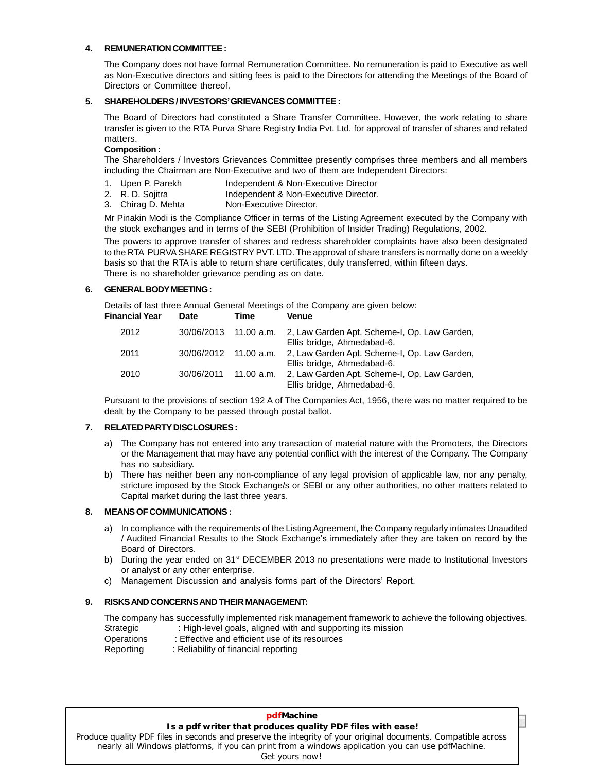## 4. REMUNERATION COMMITTEE :

The Company does not have formal Remuneration Committee. No remuneration is paid to Executive as well as Non-Executive directors and sitting fees is paid to the Directors for attending the Meetings of the Board of Directors or Committee thereof.

## 5. SHAREHOLDERS / INVESTORS' GRIEVANCES COMMITTEE :

The Board of Directors had constituted a Share Transfer Committee. However, the work relating to share transfer is given to the RTA Purva Share Registry India Pvt. Ltd. for approval of transfer of shares and related matters.

**Composition :**

The Shareholders / Investors Grievances Committee presently comprises three members and all members including the Chairman are Non-Executive and two of them are Independent Directors:

1. Upen P. Parekh — Independent & Non-Executive Director
2. R. D. Sojitra — Independent & Non-Executive Director.
3. Chirag D. Mehta — Non-Executive Director.

Mr Pinakin Modi is the Compliance Officer in terms of the Listing Agreement executed by the Company with the stock exchanges and in terms of the SEBI (Prohibition of Insider Trading) Regulations, 2002.

The powers to approve transfer of shares and redress shareholder complaints have also been designated to the RTA PURVA SHARE REGISTRY PVT. LTD. The approval of share transfers is normally done on a weekly basis so that the RTA is able to return share certificates, duly transferred, within fifteen days.

There is no shareholder grievance pending as on date.

## 6. GENERAL BODY MEETING :

Details of last three Annual General Meetings of the Company are given below:

| Financial Year | Date | Time | Venue |
|---|---|---|---|
| 2012 | 30/06/2013 | 11.00 a.m. | 2, Law Garden Apt. Scheme-I, Op. Law Garden, Ellis bridge, Ahmedabad-6. |
| 2011 | 30/06/2012 | 11.00 a.m. | 2, Law Garden Apt. Scheme-I, Op. Law Garden, Ellis bridge, Ahmedabad-6. |
| 2010 | 30/06/2011 | 11.00 a.m. | 2, Law Garden Apt. Scheme-I, Op. Law Garden, Ellis bridge, Ahmedabad-6. |

Pursuant to the provisions of section 192 A of The Companies Act, 1956, there was no matter required to be dealt by the Company to be passed through postal ballot.

## 7. RELATED PARTY DISCLOSURES :

a) The Company has not entered into any transaction of material nature with the Promoters, the Directors or the Management that may have any potential conflict with the interest of the Company. The Company has no subsidiary.

b) There has neither been any non-compliance of any legal provision of applicable law, nor any penalty, stricture imposed by the Stock Exchange/s or SEBI or any other authorities, no other matters related to Capital market during the last three years.

## 8. MEANS OF COMMUNICATIONS :

a) In compliance with the requirements of the Listing Agreement, the Company regularly intimates Unaudited / Audited Financial Results to the Stock Exchange's immediately after they are taken on record by the Board of Directors.

b) During the year ended on 31st DECEMBER 2013 no presentations were made to Institutional Investors or analyst or any other enterprise.

c) Management Discussion and analysis forms part of the Directors' Report.

## 9. RISKS AND CONCERNS AND THEIR MANAGEMENT:

The company has successfully implemented risk management framework to achieve the following objectives.

Strategic : High-level goals, aligned with and supporting its mission

Operations : Effective and efficient use of its resources

Reporting : Reliability of financial reporting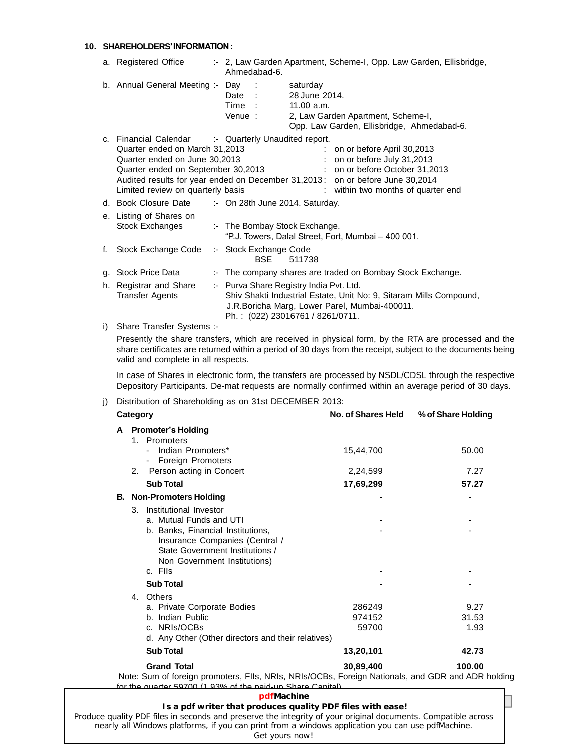## 10. SHAREHOLDERS' INFORMATION :

a. Registered Office :- 2, Law Garden Apartment, Scheme-I, Opp. Law Garden, Ellisbridge, Ahmedabad-6.

b. Annual General Meeting :- Day : saturday
Date : 28 June 2014.
Time : 11.00 a.m.
Venue : 2, Law Garden Apartment, Scheme-I, Opp. Law Garden, Ellisbridge, Ahmedabad-6.

c. Financial Calendar :- Quarterly Unaudited report.

| | | |
|---|---|---|
| Quarter ended on March 31,2013 | : | on or before April 30,2013 |
| Quarter ended on June 30,2013 | : | on or before July 31,2013 |
| Quarter ended on September 30,2013 | : | on or before October 31,2013 |
| Audited results for year ended on December 31,2013 | : | on or before June 30,2014 |
| Limited review on quarterly basis | : | within two months of quarter end |

d. Book Closure Date :- On 28th June 2014. Saturday.

e. Listing of Shares on Stock Exchanges :- The Bombay Stock Exchange.
"P.J. Towers, Dalal Street, Fort, Mumbai – 400 001.

f. Stock Exchange Code :- Stock Exchange Code
BSE 511738

g. Stock Price Data :- The company shares are traded on Bombay Stock Exchange.

h. Registrar and Share Transfer Agents :- Purva Share Registry India Pvt. Ltd.
Shiv Shakti Industrial Estate, Unit No: 9, Sitaram Mills Compound, J.R.Boricha Marg, Lower Parel, Mumbai-400011.
Ph. : (022) 23016761 / 8261/0711.

i) Share Transfer Systems :-

Presently the share transfers, which are received in physical form, by the RTA are processed and the share certificates are returned within a period of 30 days from the receipt, subject to the documents being valid and complete in all respects.

In case of Shares in electronic form, the transfers are processed by NSDL/CDSL through the respective Depository Participants. De-mat requests are normally confirmed within an average period of 30 days.

j) Distribution of Shareholding as on 31st DECEMBER 2013:

| Category | No. of Shares Held | % of Share Holding |
|---|---|---|
| **A Promoter's Holding** | | |
| 1. Promoters | | |
| - Indian Promoters* | 15,44,700 | 50.00 |
| - Foreign Promoters | | |
| 2. Person acting in Concert | 2,24,599 | 7.27 |
| **Sub Total** | **17,69,299** | **57.27** |
| **B. Non-Promoters Holding** | **-** | **-** |
| 3. Institutional Investor | | |
| a. Mutual Funds and UTI | - | - |
| b. Banks, Financial Institutions, Insurance Companies (Central / State Government Institutions / Non Government Institutions) | - | - |
| c. FIIs | - | - |
| **Sub Total** | **-** | **-** |
| 4. Others | | |
| a. Private Corporate Bodies | 286249 | 9.27 |
| b. Indian Public | 974152 | 31.53 |
| c. NRIs/OCBs | 59700 | 1.93 |
| d. Any Other (Other directors and their relatives) | | |
| **Sub Total** | **13,20,101** | **42.73** |
| **Grand Total** | **30,89,400** | **100.00** |

Note: Sum of foreign promoters, FIIs, NRIs, NRIs/OCBs, Foreign Nationals, and GDR and ADR holding for the quarter 59700 (1.93% of the paid-up Share Capital)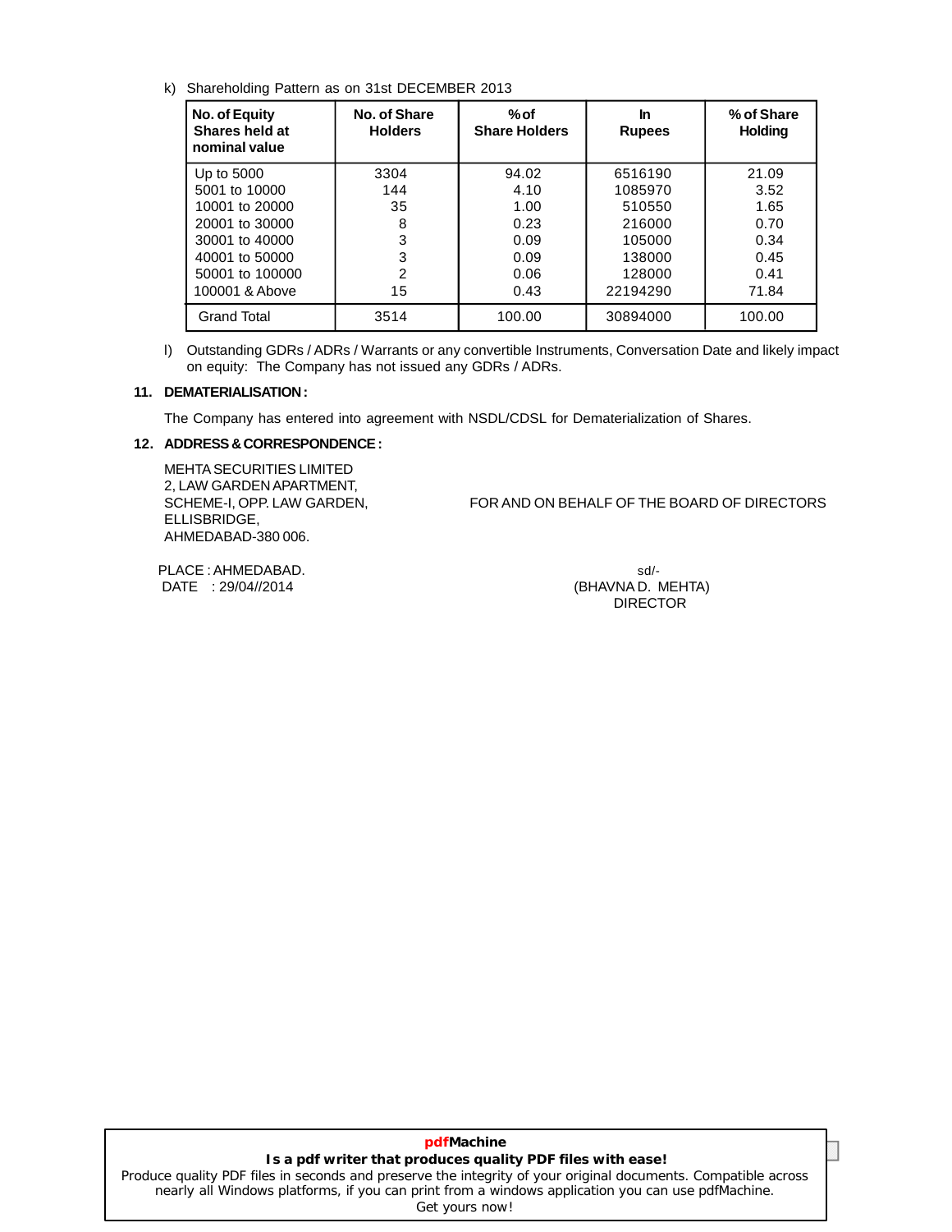k) Shareholding Pattern as on 31st DECEMBER 2013

| No. of Equity Shares held at nominal value | No. of Share Holders | % of Share Holders | In Rupees | % of Share Holding |
|---|---|---|---|---|
| Up to 5000 | 3304 | 94.02 | 6516190 | 21.09 |
| 5001 to 10000 | 144 | 4.10 | 1085970 | 3.52 |
| 10001 to 20000 | 35 | 1.00 | 510550 | 1.65 |
| 20001 to 30000 | 8 | 0.23 | 216000 | 0.70 |
| 30001 to 40000 | 3 | 0.09 | 105000 | 0.34 |
| 40001 to 50000 | 3 | 0.09 | 138000 | 0.45 |
| 50001 to 100000 | 2 | 0.06 | 128000 | 0.41 |
| 100001 & Above | 15 | 0.43 | 22194290 | 71.84 |
| Grand Total | 3514 | 100.00 | 30894000 | 100.00 |

l) Outstanding GDRs / ADRs / Warrants or any convertible Instruments, Conversation Date and likely impact on equity: The Company has not issued any GDRs / ADRs.

**11. DEMATERIALISATION :**

The Company has entered into agreement with NSDL/CDSL for Dematerialization of Shares.

**12. ADDRESS & CORRESPONDENCE :**

MEHTA SECURITIES LIMITED
2, LAW GARDEN APARTMENT,
SCHEME-I, OPP. LAW GARDEN,
ELLISBRIDGE,
AHMEDABAD-380 006.

FOR AND ON BEHALF OF THE BOARD OF DIRECTORS

PLACE : AHMEDABAD.
DATE : 29/04//2014

sd/-
(BHAVNA D. MEHTA)
DIRECTOR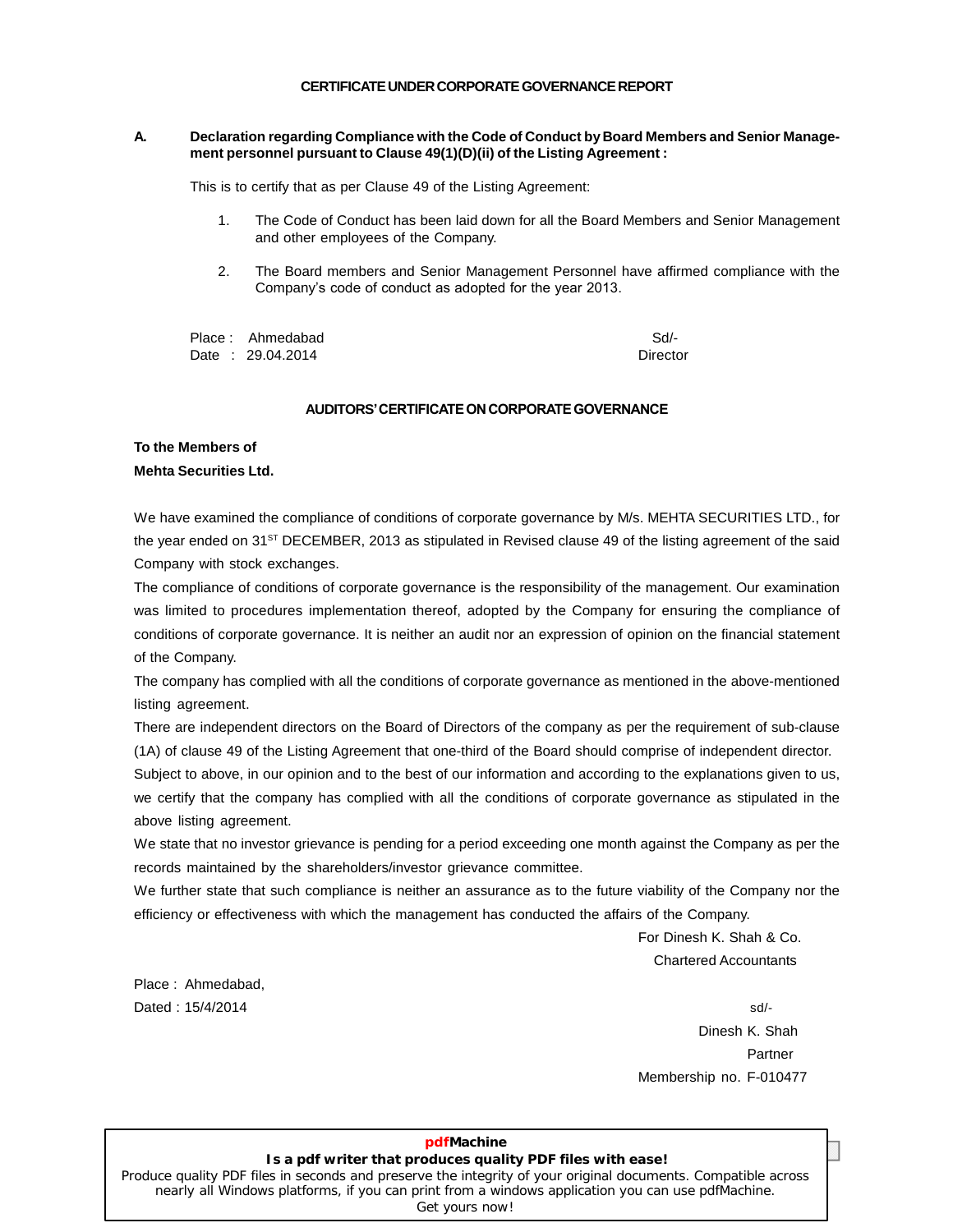## CERTIFICATE UNDER CORPORATE GOVERNANCE REPORT

**A. Declaration regarding Compliance with the Code of Conduct by Board Members and Senior Management personnel pursuant to Clause 49(1)(D)(ii) of the Listing Agreement :**

This is to certify that as per Clause 49 of the Listing Agreement:

1. The Code of Conduct has been laid down for all the Board Members and Senior Management and other employees of the Company.
2. The Board members and Senior Management Personnel have affirmed compliance with the Company's code of conduct as adopted for the year 2013.

Place : Ahmedabad
Date : 29.04.2014

Sd/-
Director

## AUDITORS' CERTIFICATE ON CORPORATE GOVERNANCE

**To the Members of**
**Mehta Securities Ltd.**

We have examined the compliance of conditions of corporate governance by M/s. MEHTA SECURITIES LTD., for the year ended on 31ST DECEMBER, 2013 as stipulated in Revised clause 49 of the listing agreement of the said Company with stock exchanges.

The compliance of conditions of corporate governance is the responsibility of the management. Our examination was limited to procedures implementation thereof, adopted by the Company for ensuring the compliance of conditions of corporate governance. It is neither an audit nor an expression of opinion on the financial statement of the Company.

The company has complied with all the conditions of corporate governance as mentioned in the above-mentioned listing agreement.

There are independent directors on the Board of Directors of the company as per the requirement of sub-clause (1A) of clause 49 of the Listing Agreement that one-third of the Board should comprise of independent director.

Subject to above, in our opinion and to the best of our information and according to the explanations given to us, we certify that the company has complied with all the conditions of corporate governance as stipulated in the above listing agreement.

We state that no investor grievance is pending for a period exceeding one month against the Company as per the records maintained by the shareholders/investor grievance committee.

We further state that such compliance is neither an assurance as to the future viability of the Company nor the efficiency or effectiveness with which the management has conducted the affairs of the Company.

For Dinesh K. Shah & Co.
Chartered Accountants

Place : Ahmedabad,
Dated : 15/4/2014

sd/-
Dinesh K. Shah
Partner
Membership no. F-010477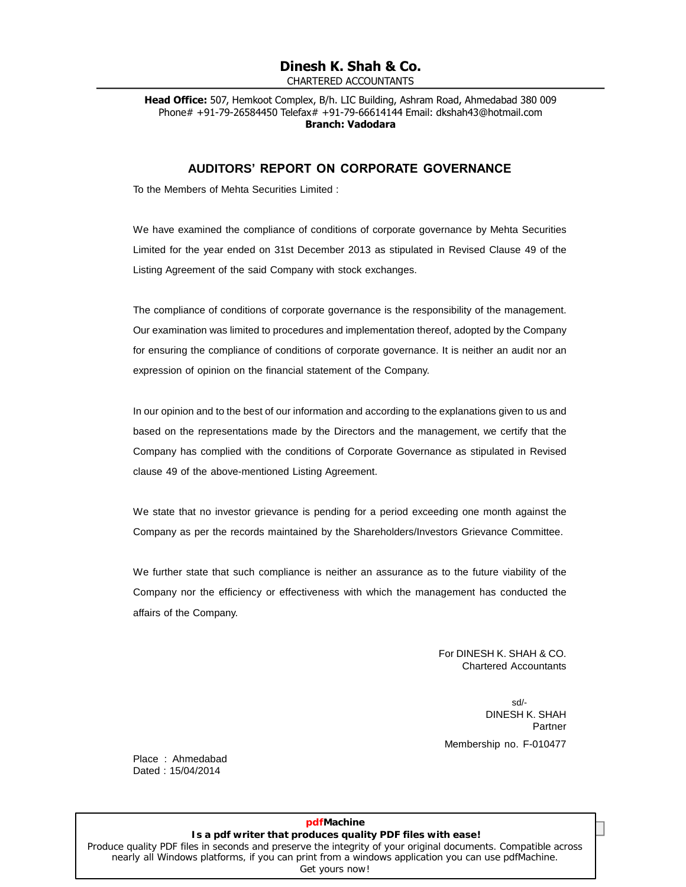**Dinesh K. Shah & Co.**
CHARTERED ACCOUNTANTS

**Head Office:** 507, Hemkoot Complex, B/h. LIC Building, Ashram Road, Ahmedabad 380 009
Phone# +91-79-26584450 Telefax# +91-79-66614144 Email: dkshah43@hotmail.com
**Branch: Vadodara**

## AUDITORS' REPORT ON CORPORATE GOVERNANCE

To the Members of Mehta Securities Limited :

We have examined the compliance of conditions of corporate governance by Mehta Securities Limited for the year ended on 31st December 2013 as stipulated in Revised Clause 49 of the Listing Agreement of the said Company with stock exchanges.

The compliance of conditions of corporate governance is the responsibility of the management. Our examination was limited to procedures and implementation thereof, adopted by the Company for ensuring the compliance of conditions of corporate governance. It is neither an audit nor an expression of opinion on the financial statement of the Company.

In our opinion and to the best of our information and according to the explanations given to us and based on the representations made by the Directors and the management, we certify that the Company has complied with the conditions of Corporate Governance as stipulated in Revised clause 49 of the above-mentioned Listing Agreement.

We state that no investor grievance is pending for a period exceeding one month against the Company as per the records maintained by the Shareholders/Investors Grievance Committee.

We further state that such compliance is neither an assurance as to the future viability of the Company nor the efficiency or effectiveness with which the management has conducted the affairs of the Company.

For DINESH K. SHAH & CO.
Chartered Accountants

sd/-
DINESH K. SHAH
Partner

Membership no. F-010477

Place : Ahmedabad
Dated : 15/04/2014

**pdfMachine**
**Is a pdf writer that produces quality PDF files with ease!**
Produce quality PDF files in seconds and preserve the integrity of your original documents. Compatible across nearly all Windows platforms, if you can print from a windows application you can use pdfMachine.
Get yours now!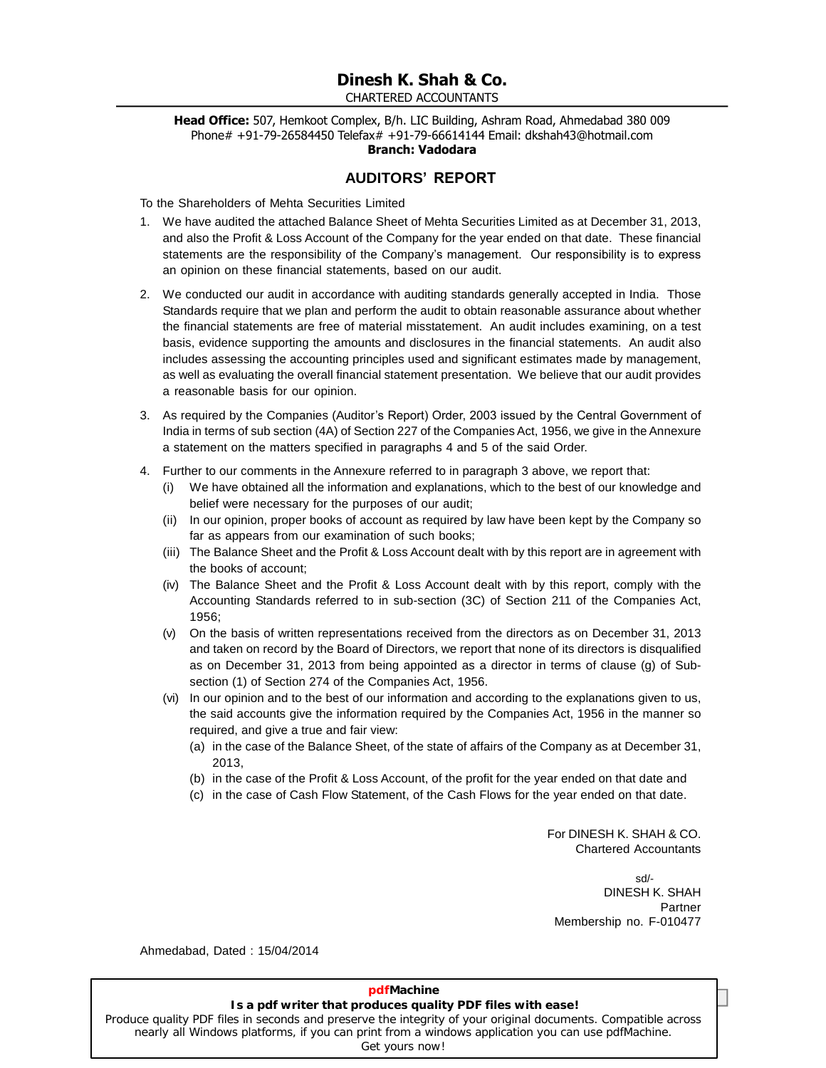# Dinesh K. Shah & Co.

CHARTERED ACCOUNTANTS

**Head Office:** 507, Hemkoot Complex, B/h. LIC Building, Ashram Road, Ahmedabad 380 009
Phone# +91-79-26584450 Telefax# +91-79-66614144 Email: dkshah43@hotmail.com
**Branch: Vadodara**

## AUDITORS' REPORT

To the Shareholders of Mehta Securities Limited

1. We have audited the attached Balance Sheet of Mehta Securities Limited as at December 31, 2013, and also the Profit & Loss Account of the Company for the year ended on that date. These financial statements are the responsibility of the Company's management. Our responsibility is to express an opinion on these financial statements, based on our audit.

2. We conducted our audit in accordance with auditing standards generally accepted in India. Those Standards require that we plan and perform the audit to obtain reasonable assurance about whether the financial statements are free of material misstatement. An audit includes examining, on a test basis, evidence supporting the amounts and disclosures in the financial statements. An audit also includes assessing the accounting principles used and significant estimates made by management, as well as evaluating the overall financial statement presentation. We believe that our audit provides a reasonable basis for our opinion.

3. As required by the Companies (Auditor's Report) Order, 2003 issued by the Central Government of India in terms of sub section (4A) of Section 227 of the Companies Act, 1956, we give in the Annexure a statement on the matters specified in paragraphs 4 and 5 of the said Order.

4. Further to our comments in the Annexure referred to in paragraph 3 above, we report that:
   (i) We have obtained all the information and explanations, which to the best of our knowledge and belief were necessary for the purposes of our audit;
   (ii) In our opinion, proper books of account as required by law have been kept by the Company so far as appears from our examination of such books;
   (iii) The Balance Sheet and the Profit & Loss Account dealt with by this report are in agreement with the books of account;
   (iv) The Balance Sheet and the Profit & Loss Account dealt with by this report, comply with the Accounting Standards referred to in sub-section (3C) of Section 211 of the Companies Act, 1956;
   (v) On the basis of written representations received from the directors as on December 31, 2013 and taken on record by the Board of Directors, we report that none of its directors is disqualified as on December 31, 2013 from being appointed as a director in terms of clause (g) of Sub-section (1) of Section 274 of the Companies Act, 1956.
   (vi) In our opinion and to the best of our information and according to the explanations given to us, the said accounts give the information required by the Companies Act, 1956 in the manner so required, and give a true and fair view:
      (a) in the case of the Balance Sheet, of the state of affairs of the Company as at December 31, 2013,
      (b) in the case of the Profit & Loss Account, of the profit for the year ended on that date and
      (c) in the case of Cash Flow Statement, of the Cash Flows for the year ended on that date.

For DINESH K. SHAH & CO.
Chartered Accountants

sd/-
DINESH K. SHAH
Partner
Membership no. F-010477

Ahmedabad, Dated : 15/04/2014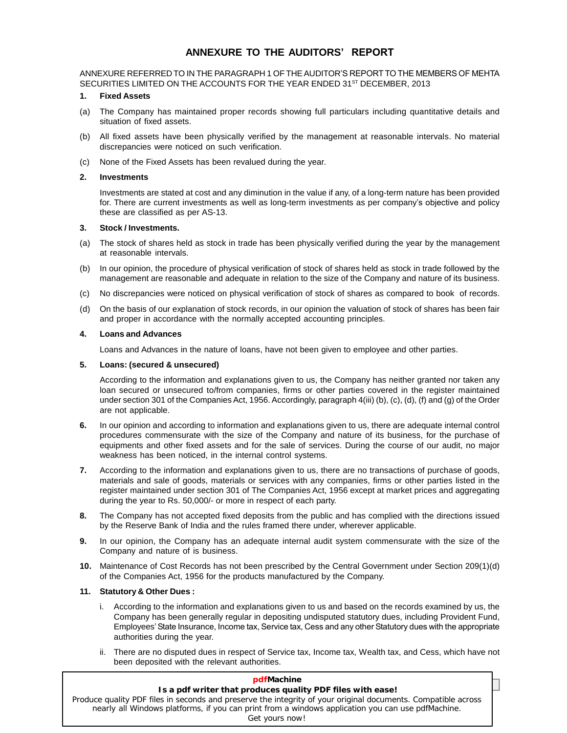# ANNEXURE TO THE AUDITORS' REPORT

ANNEXURE REFERRED TO IN THE PARAGRAPH 1 OF THE AUDITOR'S REPORT TO THE MEMBERS OF MEHTA SECURITIES LIMITED ON THE ACCOUNTS FOR THE YEAR ENDED 31ST DECEMBER, 2013

**1. Fixed Assets**

(a) The Company has maintained proper records showing full particulars including quantitative details and situation of fixed assets.

(b) All fixed assets have been physically verified by the management at reasonable intervals. No material discrepancies were noticed on such verification.

(c) None of the Fixed Assets has been revalued during the year.

**2. Investments**

Investments are stated at cost and any diminution in the value if any, of a long-term nature has been provided for. There are current investments as well as long-term investments as per company's objective and policy these are classified as per AS-13.

**3. Stock / Investments.**

(a) The stock of shares held as stock in trade has been physically verified during the year by the management at reasonable intervals.

(b) In our opinion, the procedure of physical verification of stock of shares held as stock in trade followed by the management are reasonable and adequate in relation to the size of the Company and nature of its business.

(c) No discrepancies were noticed on physical verification of stock of shares as compared to book of records.

(d) On the basis of our explanation of stock records, in our opinion the valuation of stock of shares has been fair and proper in accordance with the normally accepted accounting principles.

**4. Loans and Advances**

Loans and Advances in the nature of loans, have not been given to employee and other parties.

**5. Loans: (secured & unsecured)**

According to the information and explanations given to us, the Company has neither granted nor taken any loan secured or unsecured to/from companies, firms or other parties covered in the register maintained under section 301 of the Companies Act, 1956. Accordingly, paragraph 4(iii) (b), (c), (d), (f) and (g) of the Order are not applicable.

**6.** In our opinion and according to information and explanations given to us, there are adequate internal control procedures commensurate with the size of the Company and nature of its business, for the purchase of equipments and other fixed assets and for the sale of services. During the course of our audit, no major weakness has been noticed, in the internal control systems.

**7.** According to the information and explanations given to us, there are no transactions of purchase of goods, materials and sale of goods, materials or services with any companies, firms or other parties listed in the register maintained under section 301 of The Companies Act, 1956 except at market prices and aggregating during the year to Rs. 50,000/- or more in respect of each party.

**8.** The Company has not accepted fixed deposits from the public and has complied with the directions issued by the Reserve Bank of India and the rules framed there under, wherever applicable.

**9.** In our opinion, the Company has an adequate internal audit system commensurate with the size of the Company and nature of is business.

**10.** Maintenance of Cost Records has not been prescribed by the Central Government under Section 209(1)(d) of the Companies Act, 1956 for the products manufactured by the Company.

**11. Statutory & Other Dues :**

i. According to the information and explanations given to us and based on the records examined by us, the Company has been generally regular in depositing undisputed statutory dues, including Provident Fund, Employees' State Insurance, Income tax, Service tax, Cess and any other Statutory dues with the appropriate authorities during the year.

ii. There are no disputed dues in respect of Service tax, Income tax, Wealth tax, and Cess, which have not been deposited with the relevant authorities.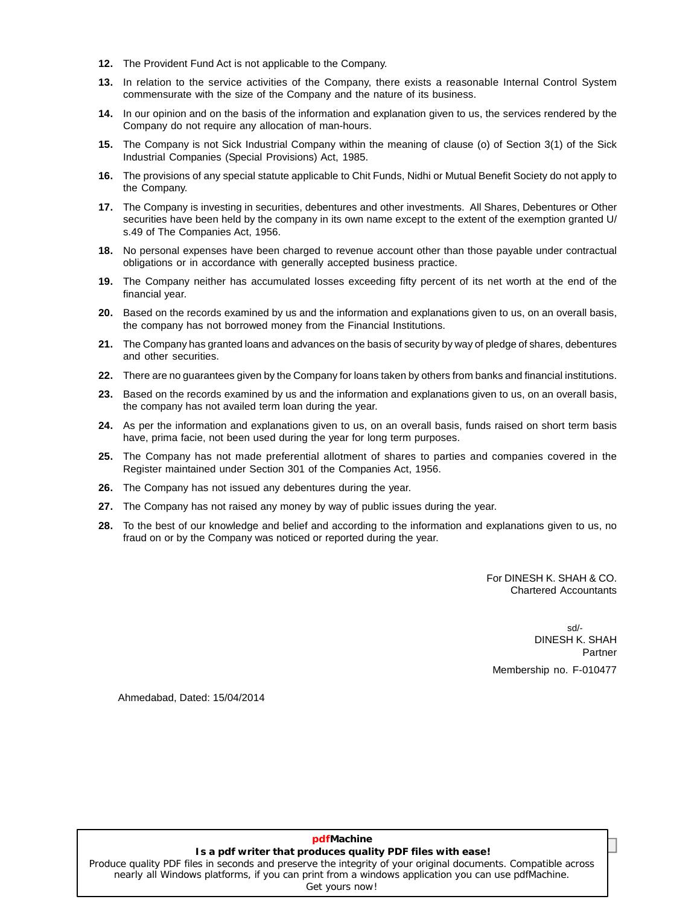**12.** The Provident Fund Act is not applicable to the Company.

**13.** In relation to the service activities of the Company, there exists a reasonable Internal Control System commensurate with the size of the Company and the nature of its business.

**14.** In our opinion and on the basis of the information and explanation given to us, the services rendered by the Company do not require any allocation of man-hours.

**15.** The Company is not Sick Industrial Company within the meaning of clause (o) of Section 3(1) of the Sick Industrial Companies (Special Provisions) Act, 1985.

**16.** The provisions of any special statute applicable to Chit Funds, Nidhi or Mutual Benefit Society do not apply to the Company.

**17.** The Company is investing in securities, debentures and other investments. All Shares, Debentures or Other securities have been held by the company in its own name except to the extent of the exemption granted U/s.49 of The Companies Act, 1956.

**18.** No personal expenses have been charged to revenue account other than those payable under contractual obligations or in accordance with generally accepted business practice.

**19.** The Company neither has accumulated losses exceeding fifty percent of its net worth at the end of the financial year.

**20.** Based on the records examined by us and the information and explanations given to us, on an overall basis, the company has not borrowed money from the Financial Institutions.

**21.** The Company has granted loans and advances on the basis of security by way of pledge of shares, debentures and other securities.

**22.** There are no guarantees given by the Company for loans taken by others from banks and financial institutions.

**23.** Based on the records examined by us and the information and explanations given to us, on an overall basis, the company has not availed term loan during the year.

**24.** As per the information and explanations given to us, on an overall basis, funds raised on short term basis have, prima facie, not been used during the year for long term purposes.

**25.** The Company has not made preferential allotment of shares to parties and companies covered in the Register maintained under Section 301 of the Companies Act, 1956.

**26.** The Company has not issued any debentures during the year.

**27.** The Company has not raised any money by way of public issues during the year.

**28.** To the best of our knowledge and belief and according to the information and explanations given to us, no fraud on or by the Company was noticed or reported during the year.

For DINESH K. SHAH & CO.
Chartered Accountants

sd/-
DINESH K. SHAH
Partner

Membership no. F-010477

Ahmedabad, Dated: 15/04/2014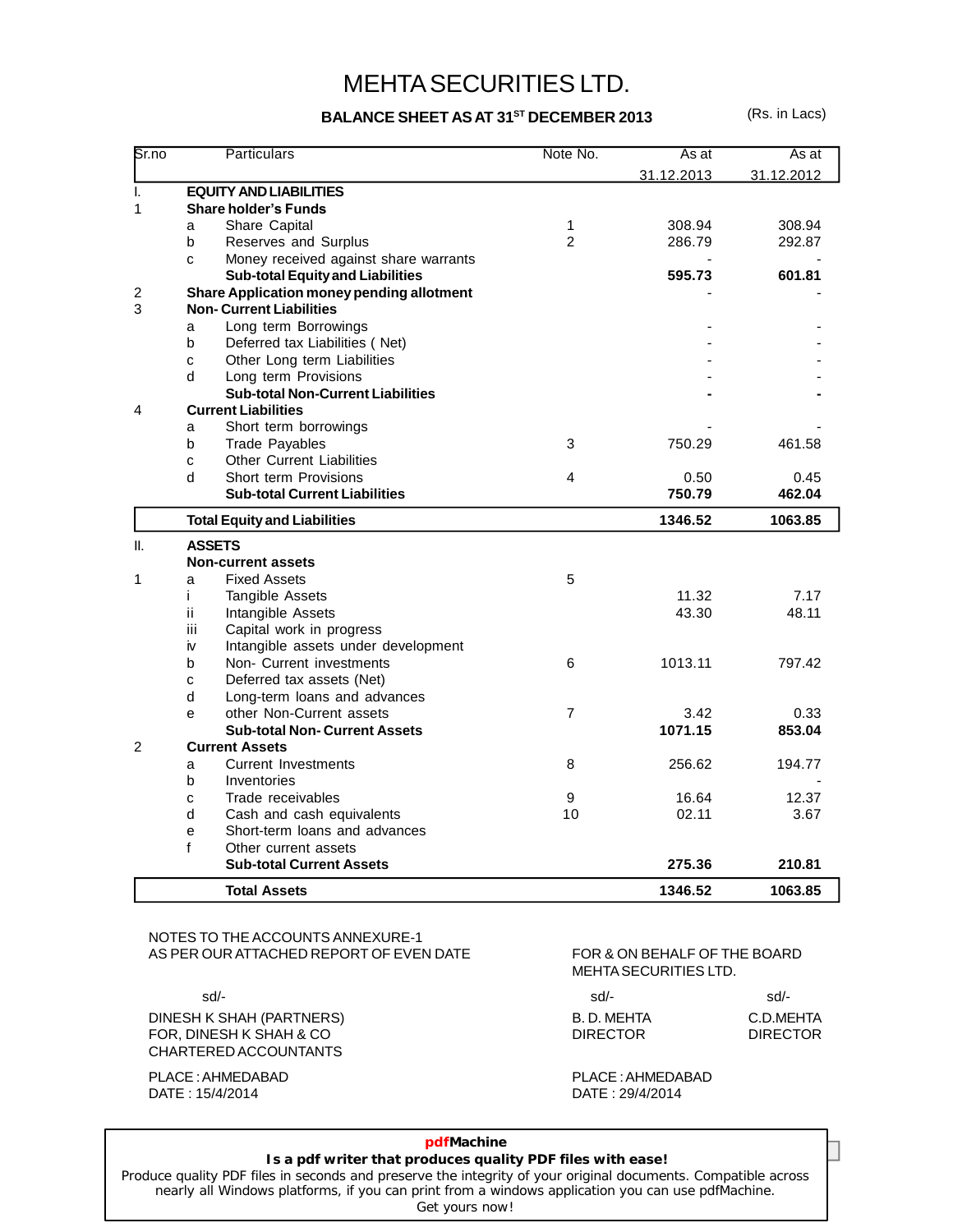# MEHTA SECURITIES LTD.

**BALANCE SHEET AS AT 31ST DECEMBER 2013** (Rs. in Lacs)

| Sr.no | | Particulars | Note No. | As at 31.12.2013 | As at 31.12.2012 |
|---|---|---|---|---|---|
| I. | **EQUITY AND LIABILITIES** | | | | |
| 1 | **Share holder's Funds** | | | | |
| | a | Share Capital | 1 | 308.94 | 308.94 |
| | b | Reserves and Surplus | 2 | 286.79 | 292.87 |
| | c | Money received against share warrants | | - | - |
| | | **Sub-total Equity and Liabilities** | | **595.73** | **601.81** |
| 2 | **Share Application money pending allotment** | | | - | - |
| 3 | **Non- Current Liabilities** | | | | |
| | a | Long term Borrowings | | - | - |
| | b | Deferred tax Liabilities ( Net) | | - | - |
| | c | Other Long term Liabilities | | - | - |
| | d | Long term Provisions | | - | - |
| | | **Sub-total Non-Current Liabilities** | | **-** | **-** |
| 4 | **Current Liabilities** | | | | |
| | a | Short term borrowings | | - | - |
| | b | Trade Payables | 3 | 750.29 | 461.58 |
| | c | Other Current Liabilities | | | |
| | d | Short term Provisions | 4 | 0.50 | 0.45 |
| | | **Sub-total Current Liabilities** | | **750.79** | **462.04** |
| | **Total Equity and Liabilities** | | | **1346.52** | **1063.85** |
| II. | **ASSETS** | | | | |
| | **Non-current assets** | | | | |
| 1 | a | Fixed Assets | 5 | | |
| | i | Tangible Assets | | 11.32 | 7.17 |
| | ii | Intangible Assets | | 43.30 | 48.11 |
| | iii | Capital work in progress | | | |
| | iv | Intangible assets under development | | | |
| | b | Non- Current investments | 6 | 1013.11 | 797.42 |
| | c | Deferred tax assets (Net) | | | |
| | d | Long-term loans and advances | | | |
| | e | other Non-Current assets | 7 | 3.42 | 0.33 |
| | | **Sub-total Non- Current Assets** | | **1071.15** | **853.04** |
| 2 | **Current Assets** | | | | |
| | a | Current Investments | 8 | 256.62 | 194.77 |
| | b | Inventories | | | - |
| | c | Trade receivables | 9 | 16.64 | 12.37 |
| | d | Cash and cash equivalents | 10 | 02.11 | 3.67 |
| | e | Short-term loans and advances | | | |
| | f | Other current assets | | | |
| | | **Sub-total Current Assets** | | **275.36** | **210.81** |
| | | **Total Assets** | | **1346.52** | **1063.85** |

NOTES TO THE ACCOUNTS ANNEXURE-1
AS PER OUR ATTACHED REPORT OF EVEN DATE

FOR & ON BEHALF OF THE BOARD
MEHTA SECURITIES LTD.

sd/-
DINESH K SHAH (PARTNERS)
FOR, DINESH K SHAH & CO
CHARTERED ACCOUNTANTS

sd/-
B. D. MEHTA
DIRECTOR

sd/-
C.D.MEHTA
DIRECTOR

PLACE : AHMEDABAD
DATE : 15/4/2014

PLACE : AHMEDABAD
DATE : 29/4/2014

**pdfMachine**
**Is a pdf writer that produces quality PDF files with ease!**
Produce quality PDF files in seconds and preserve the integrity of your original documents. Compatible across nearly all Windows platforms, if you can print from a windows application you can use pdfMachine.
Get yours now!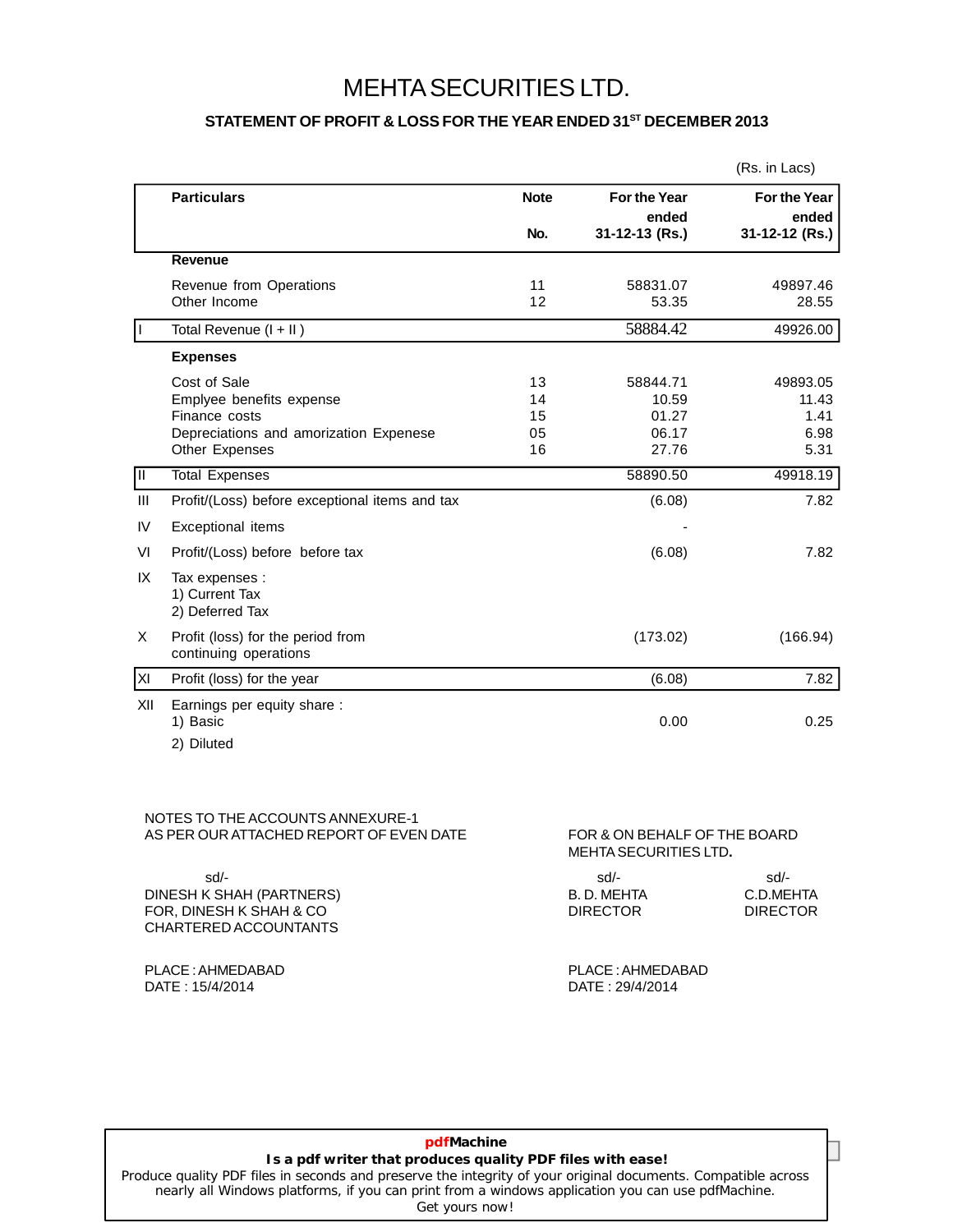# MEHTA SECURITIES LTD.

## STATEMENT OF PROFIT & LOSS FOR THE YEAR ENDED 31[ST] DECEMBER 2013

(Rs. in Lacs)

| | Particulars | Note No. | For the Year ended 31-12-13 (Rs.) | For the Year ended 31-12-12 (Rs.) |
|---|---|---|---|---|
| | **Revenue** | | | |
| | Revenue from Operations | 11 | 58831.07 | 49897.46 |
| | Other Income | 12 | 53.35 | 28.55 |
| I | Total Revenue (I + II ) | | 58884.42 | 49926.00 |
| | **Expenses** | | | |
| | Cost of Sale | 13 | 58844.71 | 49893.05 |
| | Emplyee benefits expense | 14 | 10.59 | 11.43 |
| | Finance costs | 15 | 01.27 | 1.41 |
| | Depreciations and amorization Expenese | 05 | 06.17 | 6.98 |
| | Other Expenses | 16 | 27.76 | 5.31 |
| II | Total Expenses | | 58890.50 | 49918.19 |
| III | Profit/(Loss) before exceptional items and tax | | (6.08) | 7.82 |
| IV | Exceptional items | | - | |
| VI | Profit/(Loss) before before tax | | (6.08) | 7.82 |
| IX | Tax expenses :<br>1) Current Tax<br>2) Deferred Tax | | | |
| X | Profit (loss) for the period from continuing operations | | (173.02) | (166.94) |
| XI | Profit (loss) for the year | | (6.08) | 7.82 |
| XII | Earnings per equity share :<br>1) Basic<br>2) Diluted | | 0.00 | 0.25 |

NOTES TO THE ACCOUNTS ANNEXURE-1
AS PER OUR ATTACHED REPORT OF EVEN DATE

sd/-
DINESH K SHAH (PARTNERS)
FOR, DINESH K SHAH & CO
CHARTERED ACCOUNTANTS

PLACE : AHMEDABAD
DATE : 15/4/2014

FOR & ON BEHALF OF THE BOARD
MEHTA SECURITIES LTD.

sd/-
B. D. MEHTA
DIRECTOR

sd/-
C.D.MEHTA
DIRECTOR

PLACE : AHMEDABAD
DATE : 29/4/2014

pdfMachine
**Is a pdf writer that produces quality PDF files with ease!**
Produce quality PDF files in seconds and preserve the integrity of your original documents. Compatible across nearly all Windows platforms, if you can print from a windows application you can use pdfMachine.
Get yours now!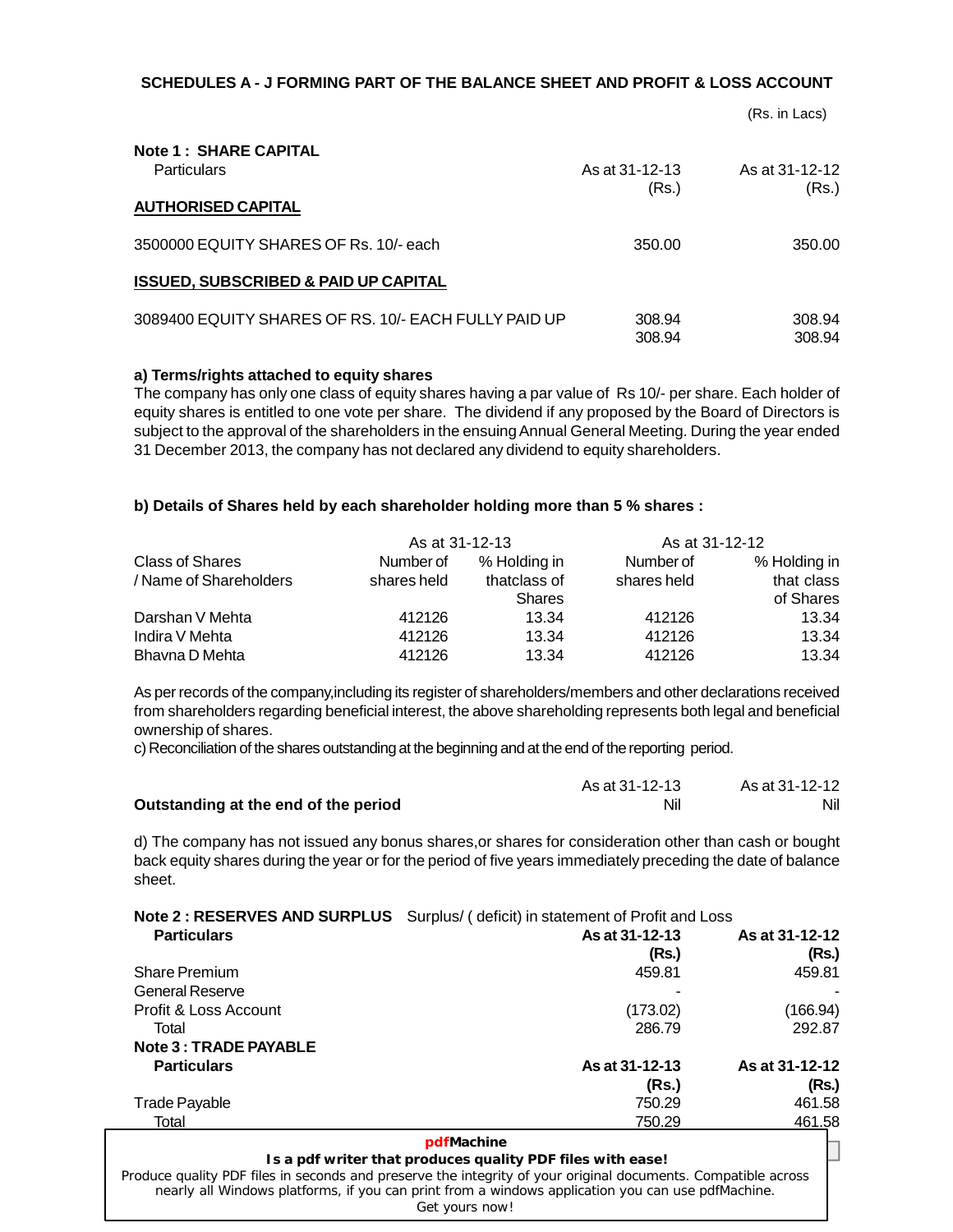# SCHEDULES A - J FORMING PART OF THE BALANCE SHEET AND PROFIT & LOSS ACCOUNT

(Rs. in Lacs)

## Note 1 : SHARE CAPITAL

| Particulars | As at 31-12-13 (Rs.) | As at 31-12-12 (Rs.) |
|---|---|---|
| **AUTHORISED CAPITAL** | | |
| 3500000 EQUITY SHARES OF Rs. 10/- each | 350.00 | 350.00 |
| **ISSUED, SUBSCRIBED & PAID UP CAPITAL** | | |
| 3089400 EQUITY SHARES OF RS. 10/- EACH FULLY PAID UP | 308.94 | 308.94 |
| | 308.94 | 308.94 |

**a) Terms/rights attached to equity shares**

The company has only one class of equity shares having a par value of Rs 10/- per share. Each holder of equity shares is entitled to one vote per share. The dividend if any proposed by the Board of Directors is subject to the approval of the shareholders in the ensuing Annual General Meeting. During the year ended 31 December 2013, the company has not declared any dividend to equity shareholders.

**b) Details of Shares held by each shareholder holding more than 5 % shares :**

| Class of Shares / Name of Shareholders | As at 31-12-13 | | As at 31-12-12 | |
|---|---|---|---|---|
| | Number of shares held | % Holding in thatclass of Shares | Number of shares held | % Holding in that class of Shares |
| Darshan V Mehta | 412126 | 13.34 | 412126 | 13.34 |
| Indira V Mehta | 412126 | 13.34 | 412126 | 13.34 |
| Bhavna D Mehta | 412126 | 13.34 | 412126 | 13.34 |

As per records of the company,including its register of shareholders/members and other declarations received from shareholders regarding beneficial interest, the above shareholding represents both legal and beneficial ownership of shares.

c) Reconciliation of the shares outstanding at the beginning and at the end of the reporting period.

| | As at 31-12-13 | As at 31-12-12 |
|---|---|---|
| **Outstanding at the end of the period** | Nil | Nil |

d) The company has not issued any bonus shares,or shares for consideration other than cash or bought back equity shares during the year or for the period of five years immediately preceding the date of balance sheet.

## Note 2 : RESERVES AND SURPLUS

Surplus/ ( deficit) in statement of Profit and Loss

| **Particulars** | **As at 31-12-13 (Rs.)** | **As at 31-12-12 (Rs.)** |
|---|---|---|
| Share Premium | 459.81 | 459.81 |
| General Reserve | - | - |
| Profit & Loss Account | (173.02) | (166.94) |
| Total | 286.79 | 292.87 |

## Note 3 : TRADE PAYABLE

| **Particulars** | **As at 31-12-13 (Rs.)** | **As at 31-12-12 (Rs.)** |
|---|---|---|
| Trade Payable | 750.29 | 461.58 |
| Total | 750.29 | 461.58 |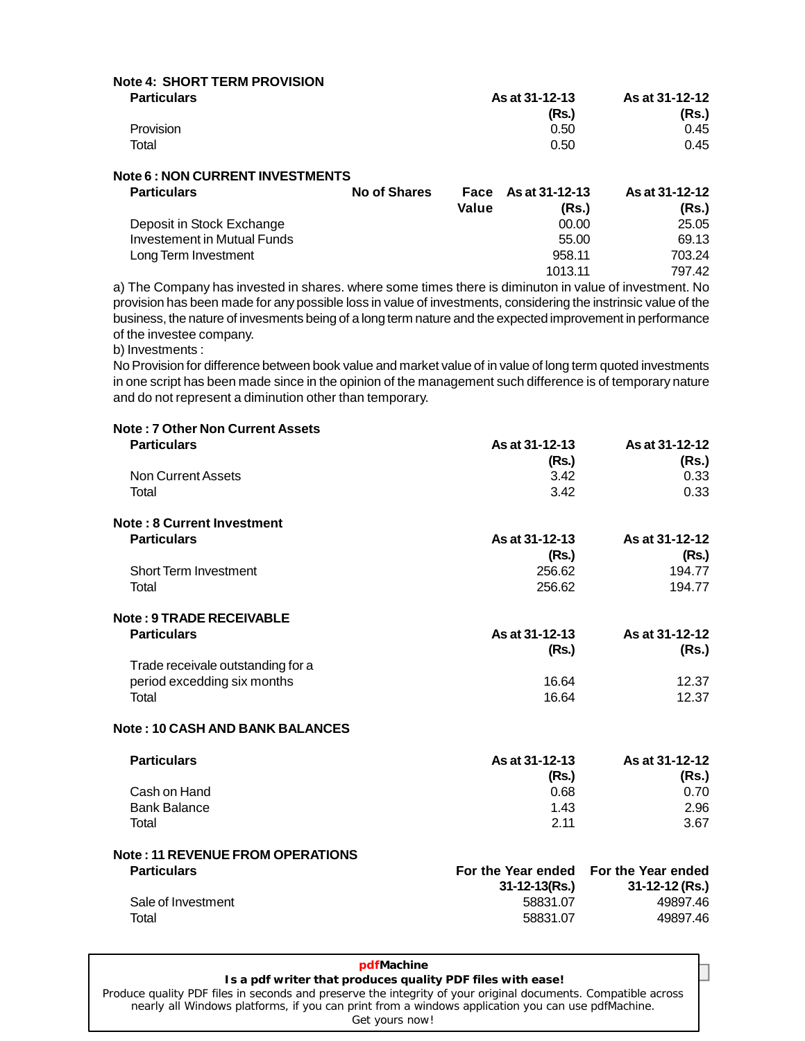**Note 4: SHORT TERM PROVISION**

| Particulars | As at 31-12-13 (Rs.) | As at 31-12-12 (Rs.) |
|---|---|---|
| Provision | 0.50 | 0.45 |
| Total | 0.50 | 0.45 |

**Note 6 : NON CURRENT INVESTMENTS**

| Particulars | No of Shares | Face Value | As at 31-12-13 (Rs.) | As at 31-12-12 (Rs.) |
|---|---|---|---|---|
| Deposit in Stock Exchange | | | 00.00 | 25.05 |
| Investement in Mutual Funds | | | 55.00 | 69.13 |
| Long Term Investment | | | 958.11 | 703.24 |
| | | | 1013.11 | 797.42 |

a) The Company has invested in shares. where some times there is diminuton in value of investment. No provision has been made for any possible loss in value of investments, considering the instrinsic value of the business, the nature of invesments being of a long term nature and the expected improvement in performance of the investee company.

b) Investments :

No Provision for difference between book value and market value of in value of long term quoted investments in one script has been made since in the opinion of the management such difference is of temporary nature and do not represent a diminution other than temporary.

**Note : 7 Other Non Current Assets**

| Particulars | As at 31-12-13 (Rs.) | As at 31-12-12 (Rs.) |
|---|---|---|
| Non Current Assets | 3.42 | 0.33 |
| Total | 3.42 | 0.33 |

**Note : 8 Current Investment**

| Particulars | As at 31-12-13 (Rs.) | As at 31-12-12 (Rs.) |
|---|---|---|
| Short Term Investment | 256.62 | 194.77 |
| Total | 256.62 | 194.77 |

**Note : 9 TRADE RECEIVABLE**

| Particulars | As at 31-12-13 (Rs.) | As at 31-12-12 (Rs.) |
|---|---|---|
| Trade receivale outstanding for a period excedding six months | 16.64 | 12.37 |
| Total | 16.64 | 12.37 |

**Note : 10 CASH AND BANK BALANCES**

| Particulars | As at 31-12-13 (Rs.) | As at 31-12-12 (Rs.) |
|---|---|---|
| Cash on Hand | 0.68 | 0.70 |
| Bank Balance | 1.43 | 2.96 |
| Total | 2.11 | 3.67 |

**Note : 11 REVENUE FROM OPERATIONS**

| Particulars | For the Year ended 31-12-13(Rs.) | For the Year ended 31-12-12 (Rs.) |
|---|---|---|
| Sale of Investment | 58831.07 | 49897.46 |
| Total | 58831.07 | 49897.46 |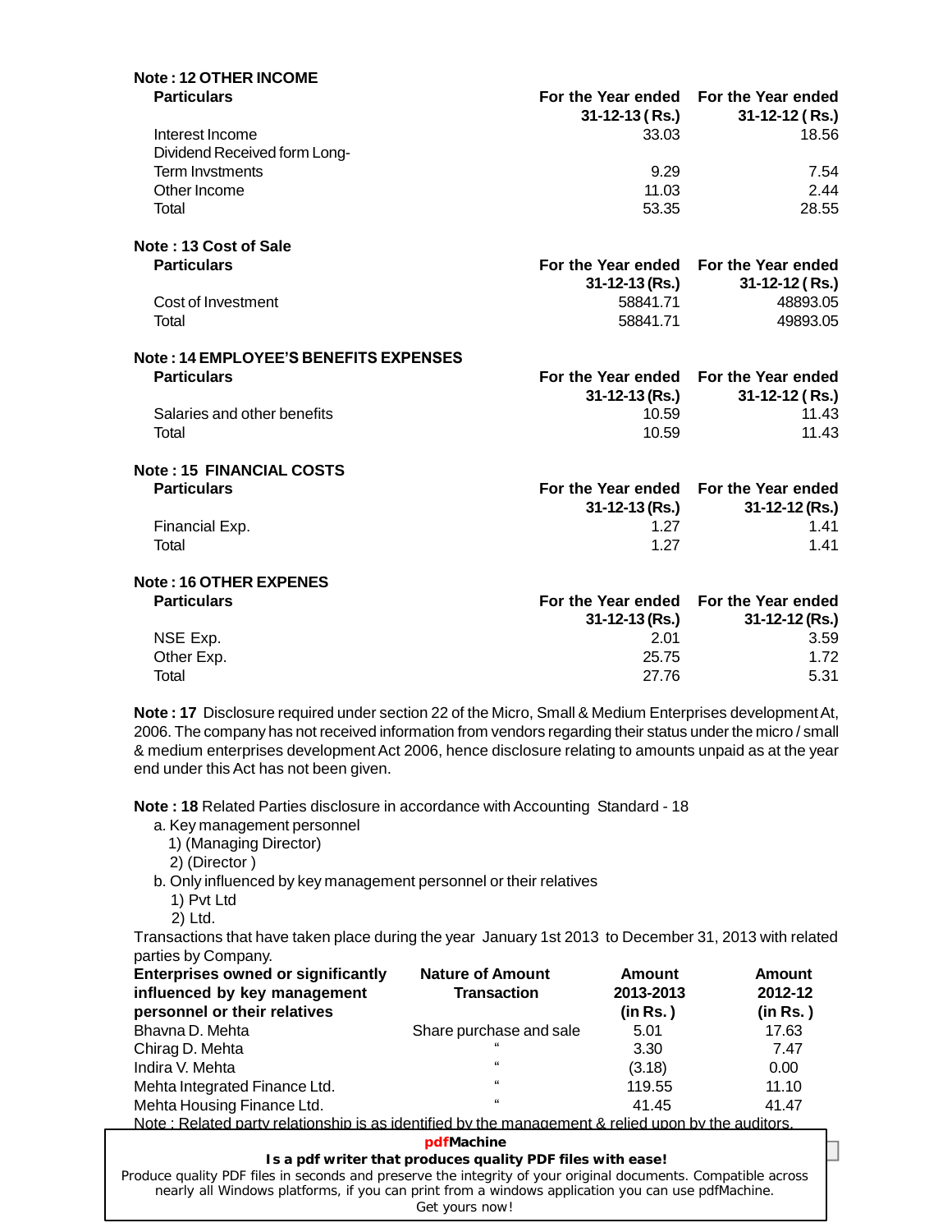**Note : 12 OTHER INCOME**

| Particulars | For the Year ended 31-12-13 ( Rs.) | For the Year ended 31-12-12 ( Rs.) |
|---|---|---|
| Interest Income | 33.03 | 18.56 |
| Dividend Received form Long-Term Invstments | 9.29 | 7.54 |
| Other Income | 11.03 | 2.44 |
| Total | 53.35 | 28.55 |

**Note : 13 Cost of Sale**

| Particulars | For the Year ended 31-12-13 (Rs.) | For the Year ended 31-12-12 ( Rs.) |
|---|---|---|
| Cost of Investment | 58841.71 | 48893.05 |
| Total | 58841.71 | 49893.05 |

**Note : 14 EMPLOYEE'S BENEFITS EXPENSES**

| Particulars | For the Year ended 31-12-13 (Rs.) | For the Year ended 31-12-12 ( Rs.) |
|---|---|---|
| Salaries and other benefits | 10.59 | 11.43 |
| Total | 10.59 | 11.43 |

**Note : 15 FINANCIAL COSTS**

| Particulars | For the Year ended 31-12-13 (Rs.) | For the Year ended 31-12-12 (Rs.) |
|---|---|---|
| Financial Exp. | 1.27 | 1.41 |
| Total | 1.27 | 1.41 |

**Note : 16 OTHER EXPENES**

| Particulars | For the Year ended 31-12-13 (Rs.) | For the Year ended 31-12-12 (Rs.) |
|---|---|---|
| NSE Exp. | 2.01 | 3.59 |
| Other Exp. | 25.75 | 1.72 |
| Total | 27.76 | 5.31 |

**Note : 17** Disclosure required under section 22 of the Micro, Small & Medium Enterprises development At, 2006. The company has not received information from vendors regarding their status under the micro / small & medium enterprises development Act 2006, hence disclosure relating to amounts unpaid as at the year end under this Act has not been given.

**Note : 18** Related Parties disclosure in accordance with Accounting Standard - 18

a. Key management personnel
   1) (Managing Director)
   2) (Director )

b. Only influenced by key management personnel or their relatives
   1) Pvt Ltd
   2) Ltd.

Transactions that have taken place during the year January 1st 2013 to December 31, 2013 with related parties by Company.

| Enterprises owned or significantly influenced by key management personnel or their relatives | Nature of Amount Transaction | Amount 2013-2013 (in Rs. ) | Amount 2012-12 (in Rs. ) |
|---|---|---|---|
| Bhavna D. Mehta | Share purchase and sale | 5.01 | 17.63 |
| Chirag D. Mehta | " | 3.30 | 7.47 |
| Indira V. Mehta | " | (3.18) | 0.00 |
| Mehta Integrated Finance Ltd. | " | 119.55 | 11.10 |
| Mehta Housing Finance Ltd. | " | 41.45 | 41.47 |

Note : Related party relationship is as identified by the management & relied upon by the auditors.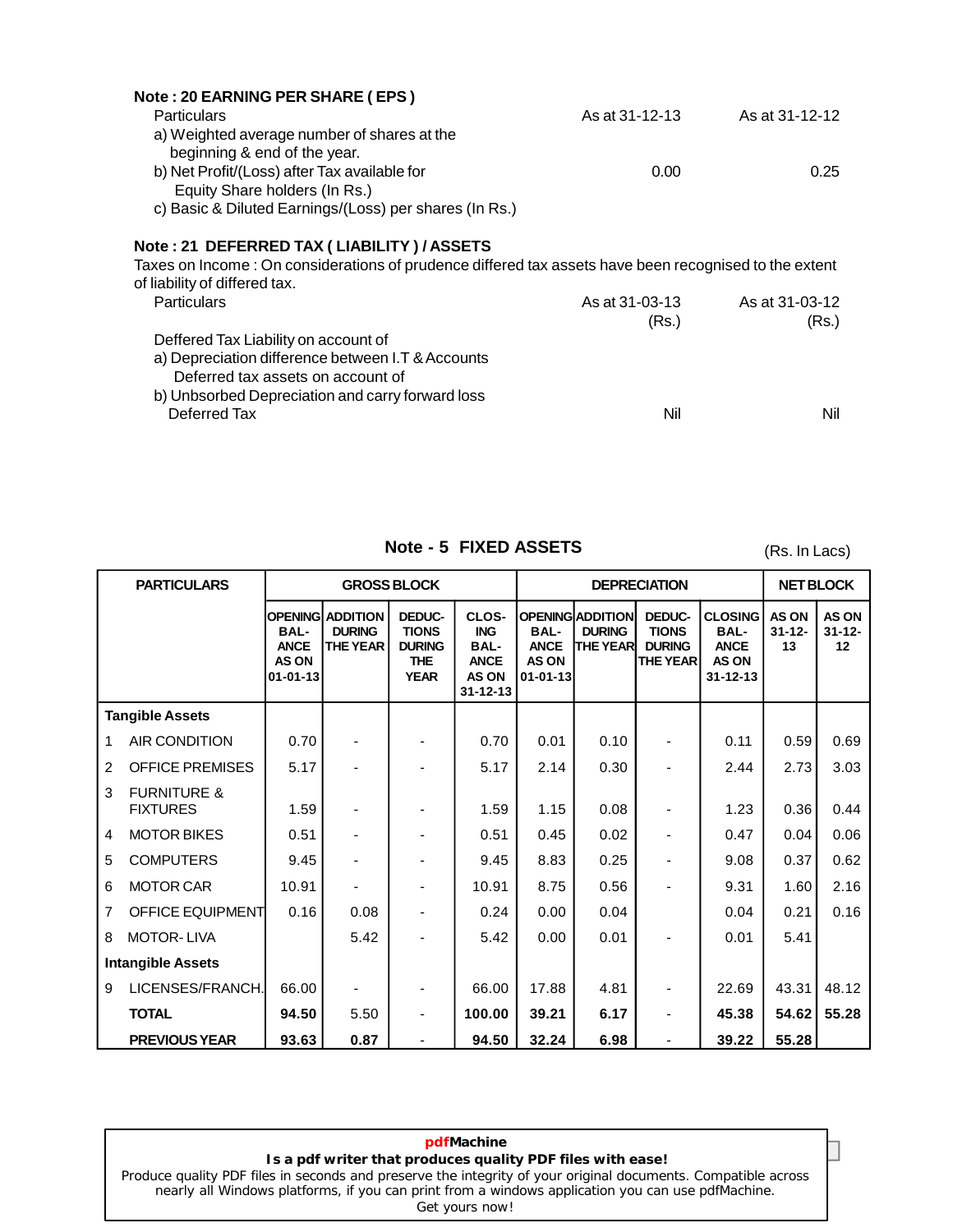### Note : 20 EARNING PER SHARE ( EPS )

| Particulars | As at 31-12-13 | As at 31-12-12 |
|---|---|---|
| a) Weighted average number of shares at the beginning & end of the year. | | |
| b) Net Profit/(Loss) after Tax available for Equity Share holders (In Rs.) | 0.00 | 0.25 |
| c) Basic & Diluted Earnings/(Loss) per shares (In Rs.) | | |

### Note : 21 DEFERRED TAX ( LIABILITY ) / ASSETS

Taxes on Income : On considerations of prudence differed tax assets have been recognised to the extent of liability of differed tax.

| Particulars | As at 31-03-13 (Rs.) | As at 31-03-12 (Rs.) |
|---|---|---|
| Deffered Tax Liability on account of | | |
| a) Depreciation difference between I.T & Accounts | | |
| Deferred tax assets on account of | | |
| b) Unbsorbed Depreciation and carry forward loss | | |
| Deferred Tax | Nil | Nil |

### Note - 5 FIXED ASSETS

(Rs. In Lacs)

| | PARTICULARS | GROSS BLOCK | | | | DEPRECIATION | | | | NET BLOCK | |
|---|---|---|---|---|---|---|---|---|---|---|---|
| | | OPENING BALANCE AS ON 01-01-13 | ADDITION DURING THE YEAR | DEDUCTIONS DURING THE YEAR | CLOSING BALANCE AS ON 31-12-13 | OPENING BALANCE AS ON 01-01-13 | ADDITION DURING THE YEAR | DEDUCTIONS DURING THE YEAR | CLOSING BALANCE AS ON 31-12-13 | AS ON 31-12-13 | AS ON 31-12-12 |
| **Tangible Assets** | | | | | | | | | | | |
| 1 | AIR CONDITION | 0.70 | - | - | 0.70 | 0.01 | 0.10 | - | 0.11 | 0.59 | 0.69 |
| 2 | OFFICE PREMISES | 5.17 | - | - | 5.17 | 2.14 | 0.30 | - | 2.44 | 2.73 | 3.03 |
| 3 | FURNITURE & FIXTURES | 1.59 | - | - | 1.59 | 1.15 | 0.08 | - | 1.23 | 0.36 | 0.44 |
| 4 | MOTOR BIKES | 0.51 | - | - | 0.51 | 0.45 | 0.02 | - | 0.47 | 0.04 | 0.06 |
| 5 | COMPUTERS | 9.45 | - | - | 9.45 | 8.83 | 0.25 | - | 9.08 | 0.37 | 0.62 |
| 6 | MOTOR CAR | 10.91 | - | - | 10.91 | 8.75 | 0.56 | - | 9.31 | 1.60 | 2.16 |
| 7 | OFFICE EQUIPMENT | 0.16 | 0.08 | - | 0.24 | 0.00 | 0.04 | | 0.04 | 0.21 | 0.16 |
| 8 | MOTOR- LIVA | | 5.42 | - | 5.42 | 0.00 | 0.01 | - | 0.01 | 5.41 | |
| **Intangible Assets** | | | | | | | | | | | |
| 9 | LICENSES/FRANCH. | 66.00 | - | - | 66.00 | 17.88 | 4.81 | - | 22.69 | 43.31 | 48.12 |
| | **TOTAL** | **94.50** | 5.50 | - | **100.00** | **39.21** | **6.17** | - | **45.38** | **54.62** | **55.28** |
| | **PREVIOUS YEAR** | **93.63** | **0.87** | - | **94.50** | **32.24** | **6.98** | - | **39.22** | **55.28** | |

**pdfMachine**
**Is a pdf writer that produces quality PDF files with ease!**
Produce quality PDF files in seconds and preserve the integrity of your original documents. Compatible across nearly all Windows platforms, if you can print from a windows application you can use pdfMachine.
Get yours now!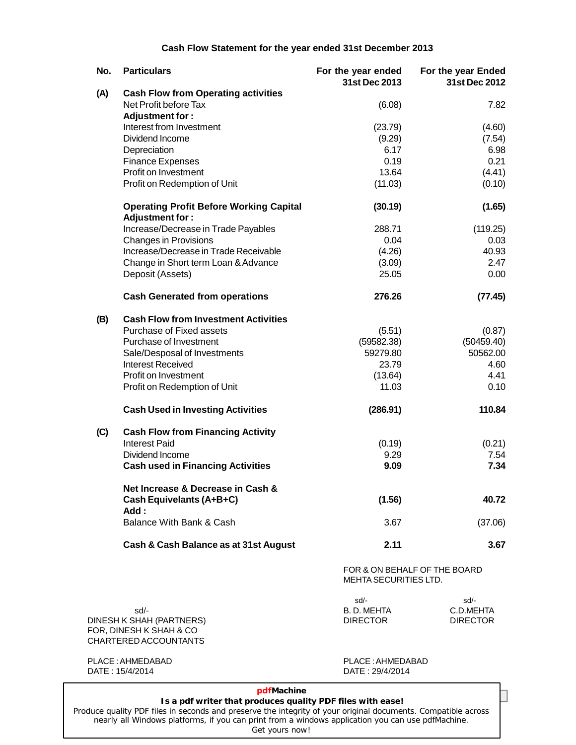# Cash Flow Statement for the year ended 31st December 2013

| No. | Particulars | For the year ended 31st Dec 2013 | For the year Ended 31st Dec 2012 |
|---|---|---|---|
| **(A)** | **Cash Flow from Operating activities** | | |
| | Net Profit before Tax | (6.08) | 7.82 |
| | **Adjustment for :** | | |
| | Interest from Investment | (23.79) | (4.60) |
| | Dividend Income | (9.29) | (7.54) |
| | Depreciation | 6.17 | 6.98 |
| | Finance Expenses | 0.19 | 0.21 |
| | Profit on Investment | 13.64 | (4.41) |
| | Profit on Redemption of Unit | (11.03) | (0.10) |
| | **Operating Profit Before Working Capital** | **(30.19)** | **(1.65)** |
| | **Adjustment for :** | | |
| | Increase/Decrease in Trade Payables | 288.71 | (119.25) |
| | Changes in Provisions | 0.04 | 0.03 |
| | Increase/Decrease in Trade Receivable | (4.26) | 40.93 |
| | Change in Short term Loan & Advance | (3.09) | 2.47 |
| | Deposit (Assets) | 25.05 | 0.00 |
| | **Cash Generated from operations** | **276.26** | **(77.45)** |
| **(B)** | **Cash Flow from Investment Activities** | | |
| | Purchase of Fixed assets | (5.51) | (0.87) |
| | Purchase of Investment | (59582.38) | (50459.40) |
| | Sale/Desposal of Investments | 59279.80 | 50562.00 |
| | Interest Received | 23.79 | 4.60 |
| | Profit on Investment | (13.64) | 4.41 |
| | Profit on Redemption of Unit | 11.03 | 0.10 |
| | **Cash Used in Investing Activities** | **(286.91)** | **110.84** |
| **(C)** | **Cash Flow from Financing Activity** | | |
| | Interest Paid | (0.19) | (0.21) |
| | Dividend Income | 9.29 | 7.54 |
| | **Cash used in Financing Activities** | **9.09** | **7.34** |
| | **Net Increase & Decrease in Cash & Cash Equivelants (A+B+C)** | **(1.56)** | **40.72** |
| | **Add :** | | |
| | Balance With Bank & Cash | 3.67 | (37.06) |
| | **Cash & Cash Balance as at 31st August** | **2.11** | **3.67** |

FOR & ON BEHALF OF THE BOARD
MEHTA SECURITIES LTD.

sd/-
DINESH K SHAH (PARTNERS)
FOR, DINESH K SHAH & CO
CHARTERED ACCOUNTANTS

sd/-
B. D. MEHTA
DIRECTOR

sd/-
C.D.MEHTA
DIRECTOR

PLACE : AHMEDABAD
DATE : 15/4/2014

PLACE : AHMEDABAD
DATE : 29/4/2014

**pdfMachine**
**Is a pdf writer that produces quality PDF files with ease!**
Produce quality PDF files in seconds and preserve the integrity of your original documents. Compatible across nearly all Windows platforms, if you can print from a windows application you can use pdfMachine.
Get yours now!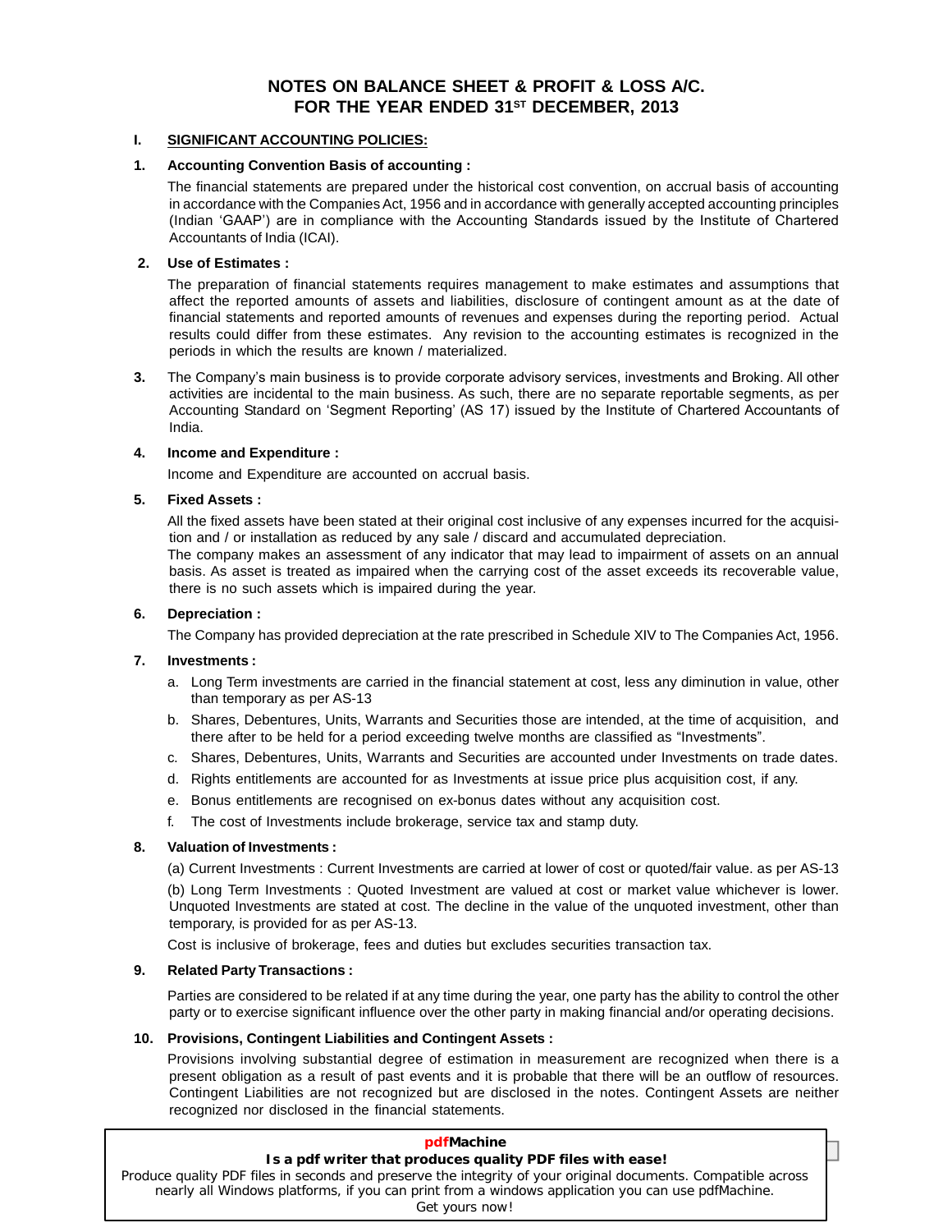# NOTES ON BALANCE SHEET & PROFIT & LOSS A/C. FOR THE YEAR ENDED 31ST DECEMBER, 2013

## I. SIGNIFICANT ACCOUNTING POLICIES:

**1. Accounting Convention Basis of accounting :**

The financial statements are prepared under the historical cost convention, on accrual basis of accounting in accordance with the Companies Act, 1956 and in accordance with generally accepted accounting principles (Indian 'GAAP') are in compliance with the Accounting Standards issued by the Institute of Chartered Accountants of India (ICAI).

**2. Use of Estimates :**

The preparation of financial statements requires management to make estimates and assumptions that affect the reported amounts of assets and liabilities, disclosure of contingent amount as at the date of financial statements and reported amounts of revenues and expenses during the reporting period. Actual results could differ from these estimates. Any revision to the accounting estimates is recognized in the periods in which the results are known / materialized.

**3.** The Company's main business is to provide corporate advisory services, investments and Broking. All other activities are incidental to the main business. As such, there are no separate reportable segments, as per Accounting Standard on 'Segment Reporting' (AS 17) issued by the Institute of Chartered Accountants of India.

**4. Income and Expenditure :**

Income and Expenditure are accounted on accrual basis.

**5. Fixed Assets :**

All the fixed assets have been stated at their original cost inclusive of any expenses incurred for the acquisition and / or installation as reduced by any sale / discard and accumulated depreciation.
The company makes an assessment of any indicator that may lead to impairment of assets on an annual basis. As asset is treated as impaired when the carrying cost of the asset exceeds its recoverable value, there is no such assets which is impaired during the year.

**6. Depreciation :**

The Company has provided depreciation at the rate prescribed in Schedule XIV to The Companies Act, 1956.

**7. Investments :**

a. Long Term investments are carried in the financial statement at cost, less any diminution in value, other than temporary as per AS-13

b. Shares, Debentures, Units, Warrants and Securities those are intended, at the time of acquisition, and there after to be held for a period exceeding twelve months are classified as "Investments".

c. Shares, Debentures, Units, Warrants and Securities are accounted under Investments on trade dates.

d. Rights entitlements are accounted for as Investments at issue price plus acquisition cost, if any.

e. Bonus entitlements are recognised on ex-bonus dates without any acquisition cost.

f. The cost of Investments include brokerage, service tax and stamp duty.

**8. Valuation of Investments :**

(a) Current Investments : Current Investments are carried at lower of cost or quoted/fair value. as per AS-13

(b) Long Term Investments : Quoted Investment are valued at cost or market value whichever is lower. Unquoted Investments are stated at cost. The decline in the value of the unquoted investment, other than temporary, is provided for as per AS-13.

Cost is inclusive of brokerage, fees and duties but excludes securities transaction tax.

**9. Related Party Transactions :**

Parties are considered to be related if at any time during the year, one party has the ability to control the other party or to exercise significant influence over the other party in making financial and/or operating decisions.

**10. Provisions, Contingent Liabilities and Contingent Assets :**

Provisions involving substantial degree of estimation in measurement are recognized when there is a present obligation as a result of past events and it is probable that there will be an outflow of resources. Contingent Liabilities are not recognized but are disclosed in the notes. Contingent Assets are neither recognized nor disclosed in the financial statements.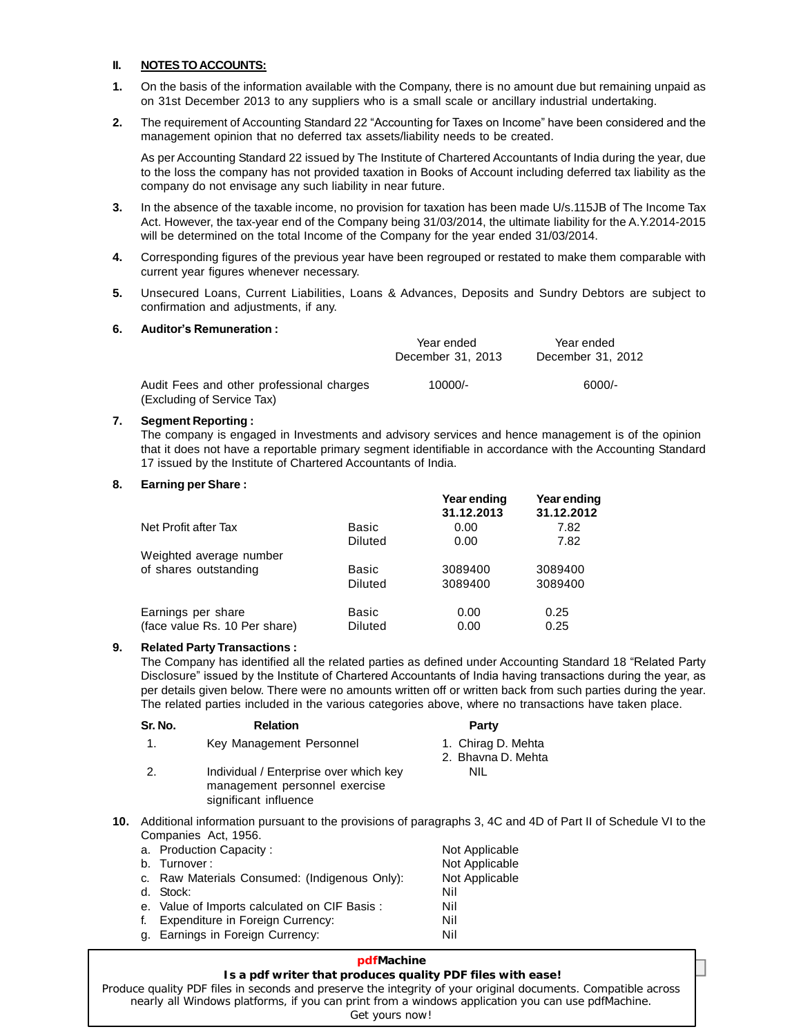## II. NOTES TO ACCOUNTS:

1. On the basis of the information available with the Company, there is no amount due but remaining unpaid as on 31st December 2013 to any suppliers who is a small scale or ancillary industrial undertaking.

2. The requirement of Accounting Standard 22 "Accounting for Taxes on Income" have been considered and the management opinion that no deferred tax assets/liability needs to be created.

   As per Accounting Standard 22 issued by The Institute of Chartered Accountants of India during the year, due to the loss the company has not provided taxation in Books of Account including deferred tax liability as the company do not envisage any such liability in near future.

3. In the absence of the taxable income, no provision for taxation has been made U/s.115JB of The Income Tax Act. However, the tax-year end of the Company being 31/03/2014, the ultimate liability for the A.Y.2014-2015 will be determined on the total Income of the Company for the year ended 31/03/2014.

4. Corresponding figures of the previous year have been regrouped or restated to make them comparable with current year figures whenever necessary.

5. Unsecured Loans, Current Liabilities, Loans & Advances, Deposits and Sundry Debtors are subject to confirmation and adjustments, if any.

6. **Auditor's Remuneration :**

| | Year ended December 31, 2013 | Year ended December 31, 2012 |
|---|---|---|
| Audit Fees and other professional charges (Excluding of Service Tax) | 10000/- | 6000/- |

7. **Segment Reporting :**
   The company is engaged in Investments and advisory services and hence management is of the opinion that it does not have a reportable primary segment identifiable in accordance with the Accounting Standard 17 issued by the Institute of Chartered Accountants of India.

8. **Earning per Share :**

| | | **Year ending 31.12.2013** | **Year ending 31.12.2012** |
|---|---|---|---|
| Net Profit after Tax | Basic | 0.00 | 7.82 |
| | Diluted | 0.00 | 7.82 |
| Weighted average number of shares outstanding | Basic | 3089400 | 3089400 |
| | Diluted | 3089400 | 3089400 |
| Earnings per share (face value Rs. 10 Per share) | Basic | 0.00 | 0.25 |
| | Diluted | 0.00 | 0.25 |

9. **Related Party Transactions :**
   The Company has identified all the related parties as defined under Accounting Standard 18 "Related Party Disclosure" issued by the Institute of Chartered Accountants of India having transactions during the year, as per details given below. There were no amounts written off or written back from such parties during the year. The related parties included in the various categories above, where no transactions have taken place.

| Sr. No. | Relation | Party |
|---|---|---|
| 1. | Key Management Personnel | 1. Chirag D. Mehta<br>2. Bhavna D. Mehta |
| 2. | Individual / Enterprise over which key management personnel exercise significant influence | NIL |

10. Additional information pursuant to the provisions of paragraphs 3, 4C and 4D of Part II of Schedule VI to the Companies Act, 1956.

| | |
|---|---|
| a. Production Capacity : | Not Applicable |
| b. Turnover : | Not Applicable |
| c. Raw Materials Consumed: (Indigenous Only): | Not Applicable |
| d. Stock: | Nil |
| e. Value of Imports calculated on CIF Basis : | Nil |
| f. Expenditure in Foreign Currency: | Nil |
| g. Earnings in Foreign Currency: | Nil |

**pdfMachine**
**Is a pdf writer that produces quality PDF files with ease!**
Produce quality PDF files in seconds and preserve the integrity of your original documents. Compatible across nearly all Windows platforms, if you can print from a windows application you can use pdfMachine.
Get yours now!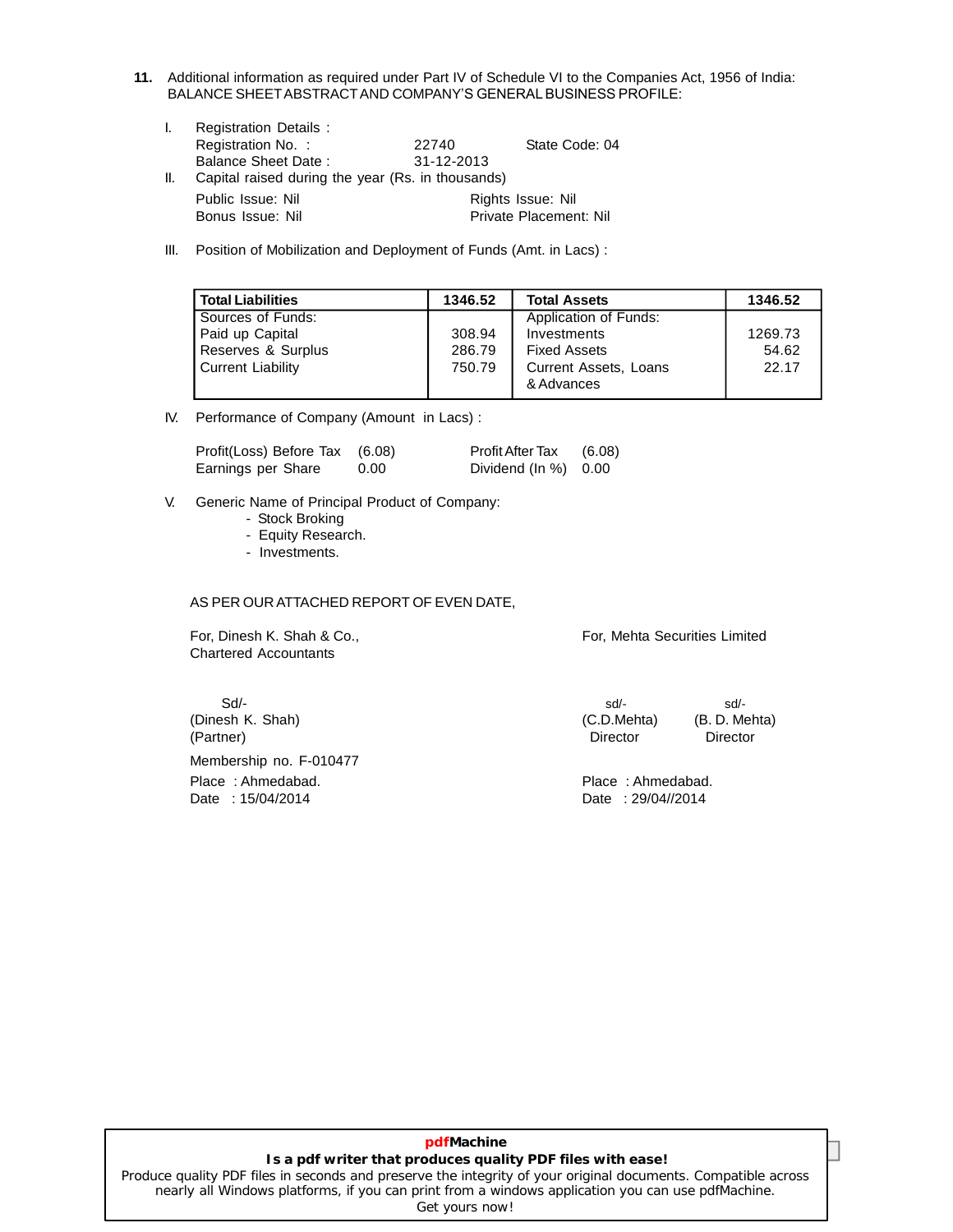**11.** Additional information as required under Part IV of Schedule VI to the Companies Act, 1956 of India: BALANCE SHEET ABSTRACT AND COMPANY'S GENERAL BUSINESS PROFILE:

I. Registration Details :

Registration No. : 22740 State Code: 04

Balance Sheet Date : 31-12-2013

II. Capital raised during the year (Rs. in thousands)

Public Issue: Nil Rights Issue: Nil

Bonus Issue: Nil Private Placement: Nil

III. Position of Mobilization and Deployment of Funds (Amt. in Lacs) :

| **Total Liabilities** | **1346.52** | **Total Assets** | **1346.52** |
|---|---|---|---|
| Sources of Funds: | | Application of Funds: | |
| Paid up Capital | 308.94 | Investments | 1269.73 |
| Reserves & Surplus | 286.79 | Fixed Assets | 54.62 |
| Current Liability | 750.79 | Current Assets, Loans & Advances | 22.17 |

IV. Performance of Company (Amount in Lacs) :

Profit(Loss) Before Tax (6.08) Profit After Tax (6.08)

Earnings per Share 0.00 Dividend (In %) 0.00

V. Generic Name of Principal Product of Company:

- Stock Broking
- Equity Research.
- Investments.

AS PER OUR ATTACHED REPORT OF EVEN DATE,

For, Dinesh K. Shah & Co.,
Chartered Accountants

Sd/-
(Dinesh K. Shah)
(Partner)
Membership no. F-010477
Place : Ahmedabad.
Date : 15/04/2014

For, Mehta Securities Limited

sd/- (C.D.Mehta) Director

sd/- (B. D. Mehta) Director

Place : Ahmedabad.
Date : 29/04//2014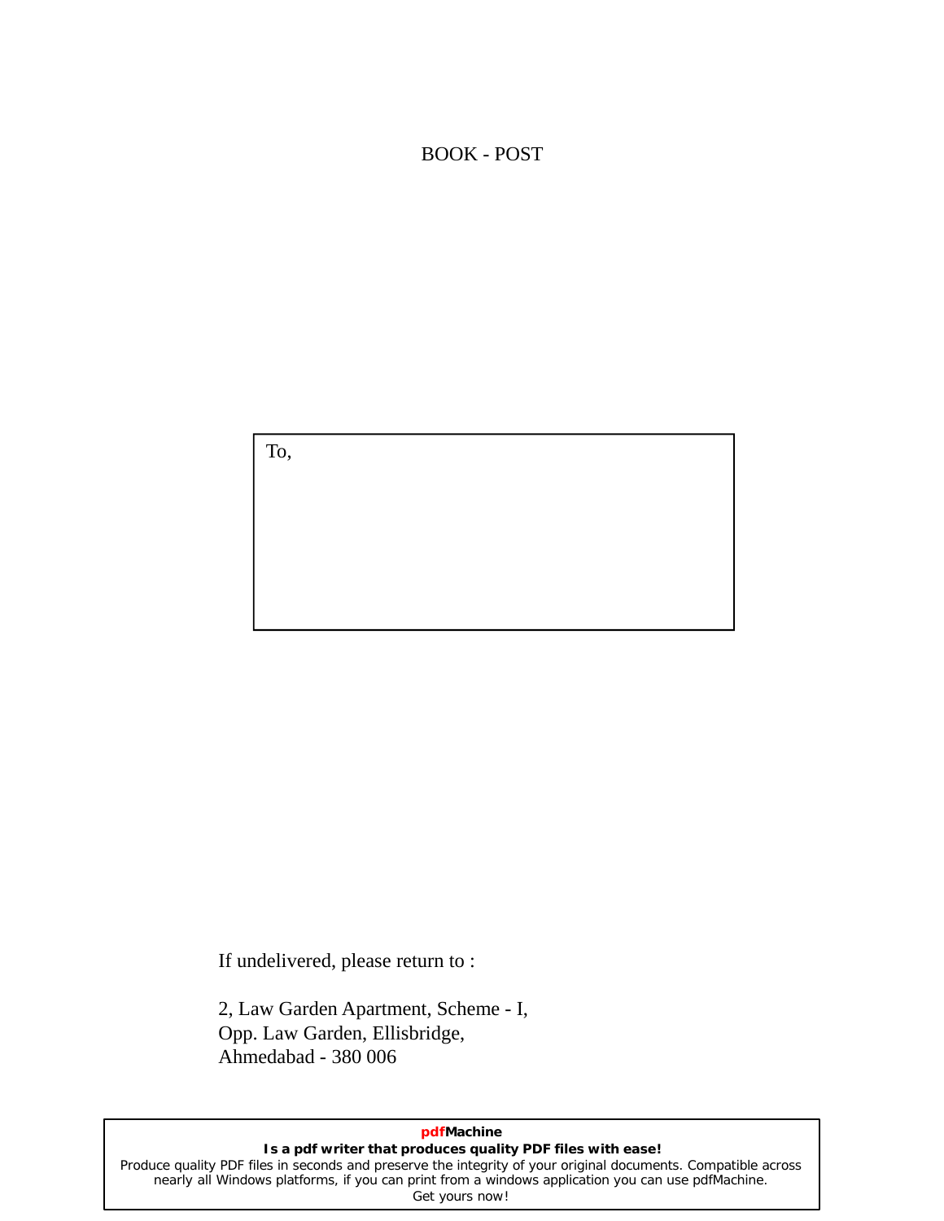BOOK - POST

To,

If undelivered, please return to :

2, Law Garden Apartment, Scheme - I,
Opp. Law Garden, Ellisbridge,
Ahmedabad - 380 006

**pdfMachine**
**Is a pdf writer that produces quality PDF files with ease!**
Produce quality PDF files in seconds and preserve the integrity of your original documents. Compatible across nearly all Windows platforms, if you can print from a windows application you can use pdfMachine.
Get yours now!